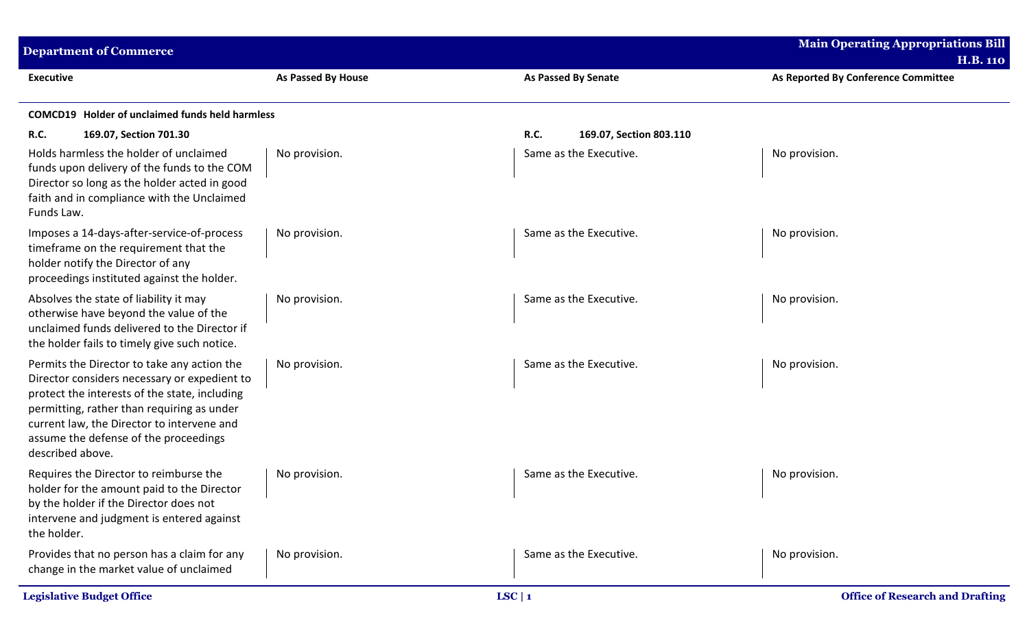| Executive | As Passed By House | As Passed By Senate | As Reported By Conference Committee |
|---|---|---|---|
| **COMCD19 Holder of unclaimed funds held harmless** | | | |
| **R.C. 169.07, Section 701.30** | | **R.C. 169.07, Section 803.110** | |
| Holds harmless the holder of unclaimed funds upon delivery of the funds to the COM Director so long as the holder acted in good faith and in compliance with the Unclaimed Funds Law. | No provision. | Same as the Executive. | No provision. |
| Imposes a 14-days-after-service-of-process timeframe on the requirement that the holder notify the Director of any proceedings instituted against the holder. | No provision. | Same as the Executive. | No provision. |
| Absolves the state of liability it may otherwise have beyond the value of the unclaimed funds delivered to the Director if the holder fails to timely give such notice. | No provision. | Same as the Executive. | No provision. |
| Permits the Director to take any action the Director considers necessary or expedient to protect the interests of the state, including permitting, rather than requiring as under current law, the Director to intervene and assume the defense of the proceedings described above. | No provision. | Same as the Executive. | No provision. |
| Requires the Director to reimburse the holder for the amount paid to the Director by the holder if the Director does not intervene and judgment is entered against the holder. | No provision. | Same as the Executive. | No provision. |
| Provides that no person has a claim for any change in the market value of unclaimed | No provision. | Same as the Executive. | No provision. |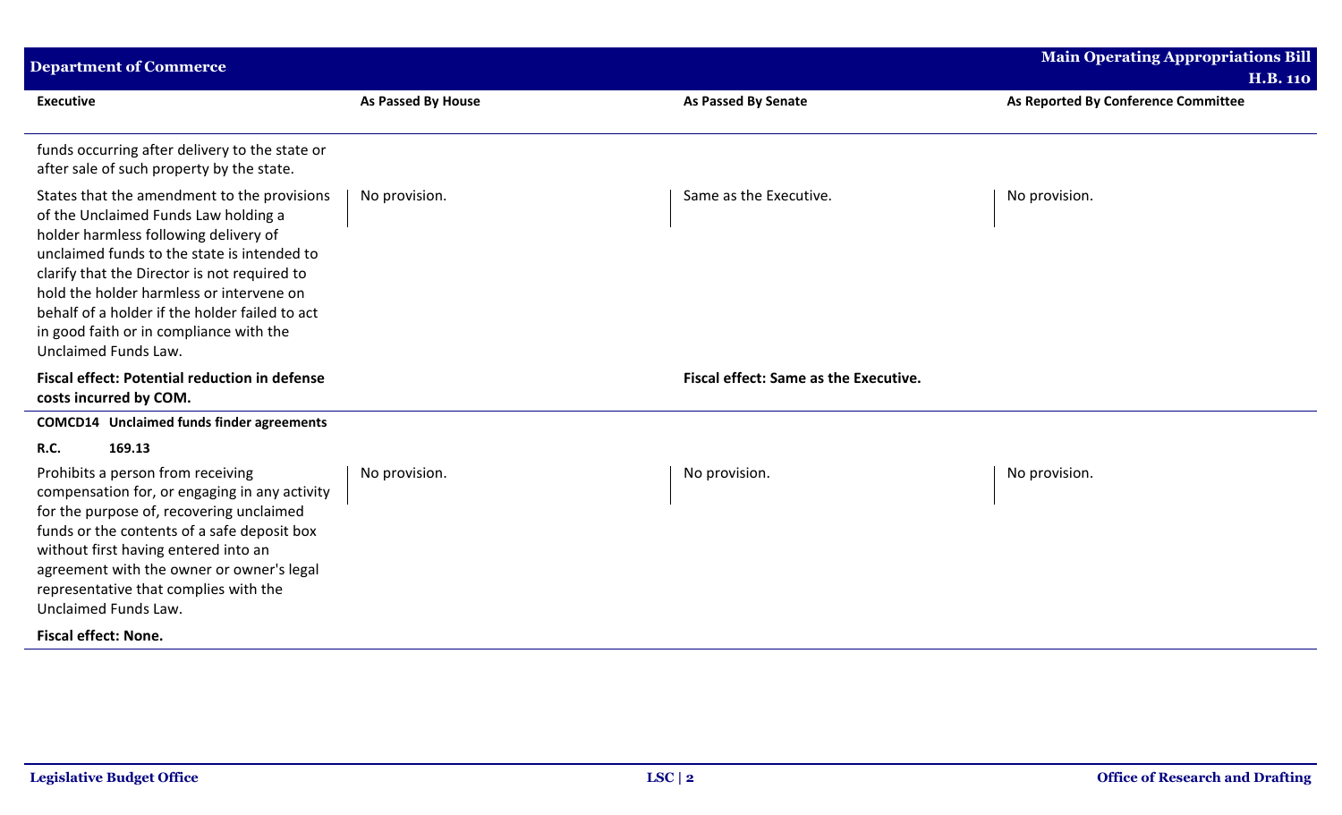| Executive | As Passed By House | As Passed By Senate | As Reported By Conference Committee |
|---|---|---|---|
| funds occurring after delivery to the state or after sale of such property by the state. | | | |
| States that the amendment to the provisions of the Unclaimed Funds Law holding a holder harmless following delivery of unclaimed funds to the state is intended to clarify that the Director is not required to hold the holder harmless or intervene on behalf of a holder if the holder failed to act in good faith or in compliance with the Unclaimed Funds Law. | No provision. | Same as the Executive. | No provision. |
| **Fiscal effect: Potential reduction in defense costs incurred by COM.** | | **Fiscal effect: Same as the Executive.** | |
| **COMCD14 Unclaimed funds finder agreements** | | | |
| **R.C. 169.13** | | | |
| Prohibits a person from receiving compensation for, or engaging in any activity for the purpose of, recovering unclaimed funds or the contents of a safe deposit box without first having entered into an agreement with the owner or owner's legal representative that complies with the Unclaimed Funds Law. | No provision. | No provision. | No provision. |
| **Fiscal effect: None.** | | | |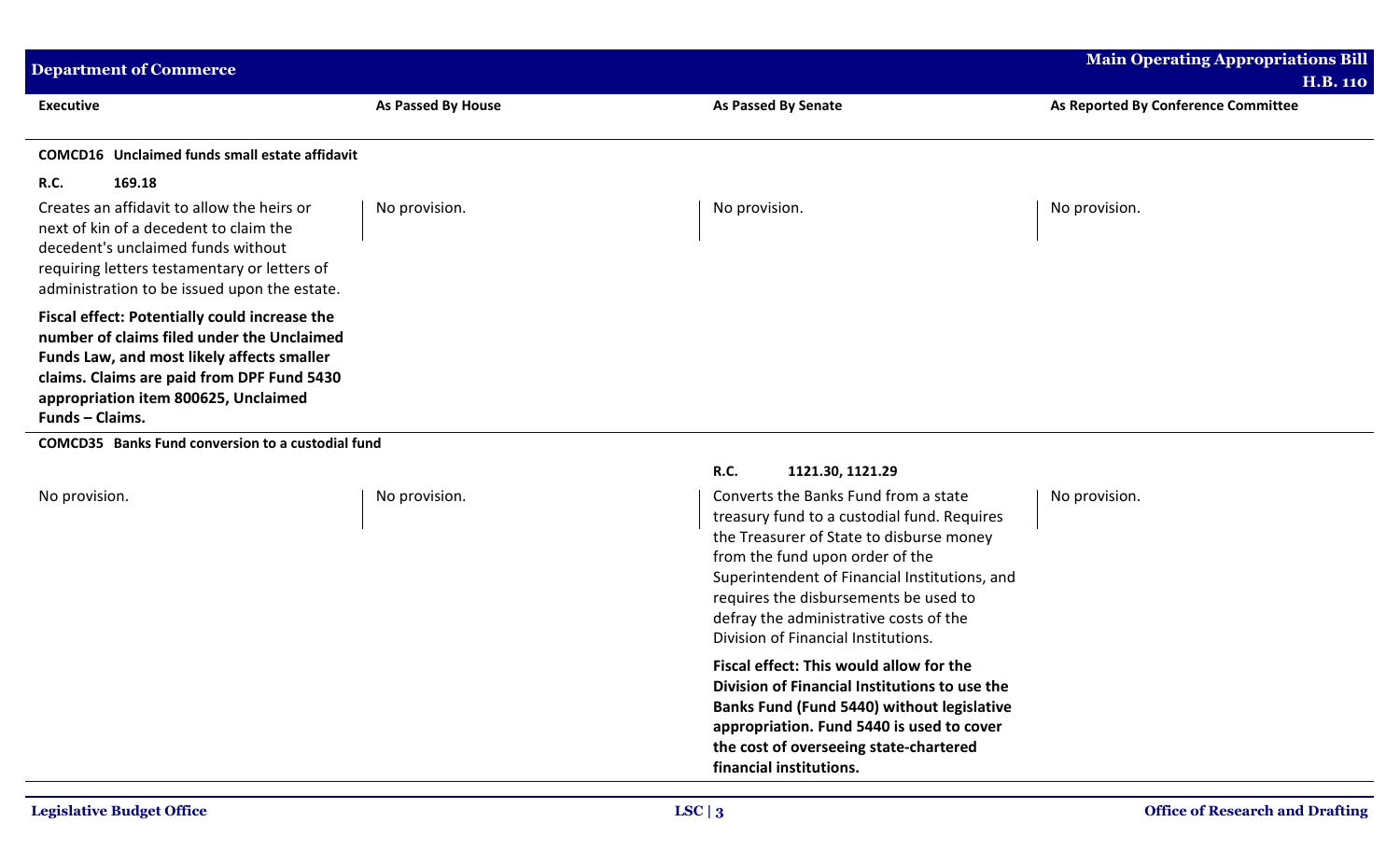| Executive | As Passed By House | As Passed By Senate | As Reported By Conference Committee |
|---|---|---|---|
| **COMCD16 Unclaimed funds small estate affidavit** | | | |
| **R.C. 169.18** | | | |
| Creates an affidavit to allow the heirs or next of kin of a decedent to claim the decedent's unclaimed funds without requiring letters testamentary or letters of administration to be issued upon the estate. | No provision. | No provision. | No provision. |
| **Fiscal effect: Potentially could increase the number of claims filed under the Unclaimed Funds Law, and most likely affects smaller claims. Claims are paid from DPF Fund 5430 appropriation item 800625, Unclaimed Funds – Claims.** | | | |
| **COMCD35 Banks Fund conversion to a custodial fund** | | | |
| | | **R.C. 1121.30, 1121.29** | |
| No provision. | No provision. | Converts the Banks Fund from a state treasury fund to a custodial fund. Requires the Treasurer of State to disburse money from the fund upon order of the Superintendent of Financial Institutions, and requires the disbursements be used to defray the administrative costs of the Division of Financial Institutions. | No provision. |
| | | **Fiscal effect: This would allow for the Division of Financial Institutions to use the Banks Fund (Fund 5440) without legislative appropriation. Fund 5440 is used to cover the cost of overseeing state-chartered financial institutions.** | |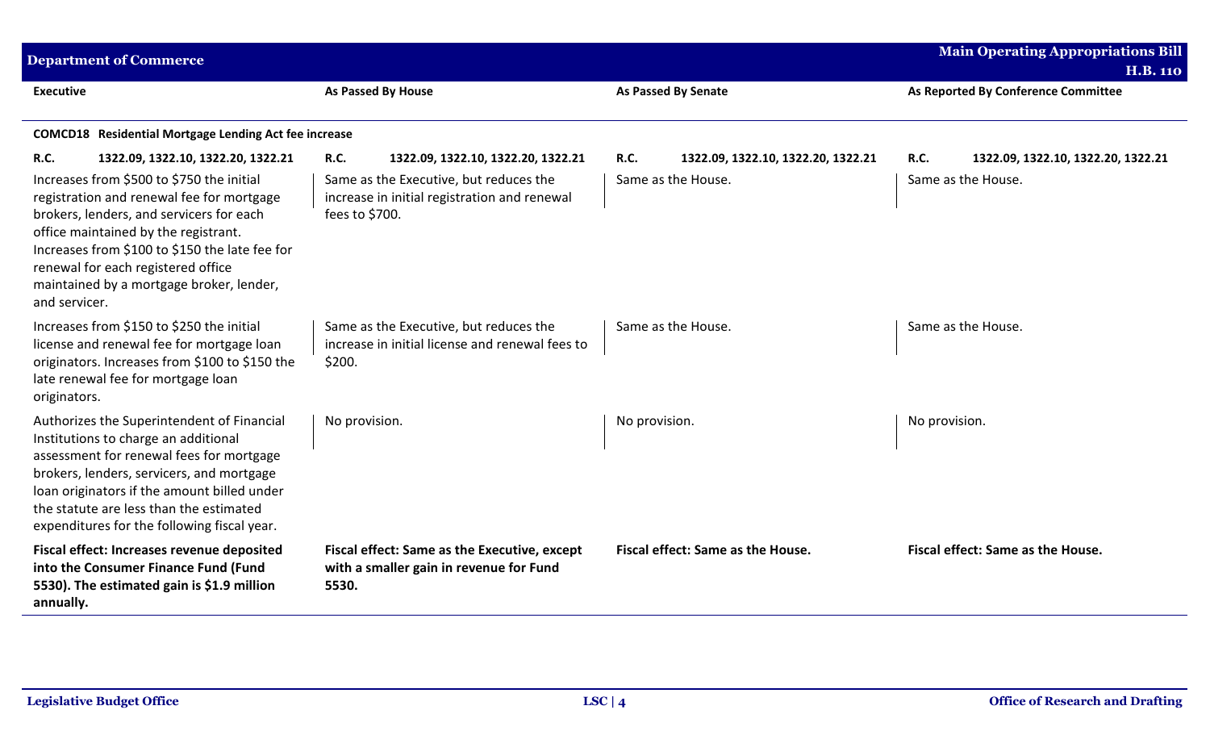| Executive | As Passed By House | As Passed By Senate | As Reported By Conference Committee |
|---|---|---|---|
| **COMCD18 Residential Mortgage Lending Act fee increase** | | | |
| **R.C.** **1322.09, 1322.10, 1322.20, 1322.21** | **R.C.** **1322.09, 1322.10, 1322.20, 1322.21** | **R.C.** **1322.09, 1322.10, 1322.20, 1322.21** | **R.C.** **1322.09, 1322.10, 1322.20, 1322.21** |
| Increases from $500 to $750 the initial registration and renewal fee for mortgage brokers, lenders, and servicers for each office maintained by the registrant. Increases from $100 to $150 the late fee for renewal for each registered office maintained by a mortgage broker, lender, and servicer. | Same as the Executive, but reduces the increase in initial registration and renewal fees to $700. | Same as the House. | Same as the House. |
| Increases from $150 to $250 the initial license and renewal fee for mortgage loan originators. Increases from $100 to $150 the late renewal fee for mortgage loan originators. | Same as the Executive, but reduces the increase in initial license and renewal fees to $200. | Same as the House. | Same as the House. |
| Authorizes the Superintendent of Financial Institutions to charge an additional assessment for renewal fees for mortgage brokers, lenders, servicers, and mortgage loan originators if the amount billed under the statute are less than the estimated expenditures for the following fiscal year. | No provision. | No provision. | No provision. |
| **Fiscal effect: Increases revenue deposited into the Consumer Finance Fund (Fund 5530). The estimated gain is $1.9 million annually.** | **Fiscal effect: Same as the Executive, except with a smaller gain in revenue for Fund 5530.** | **Fiscal effect: Same as the House.** | **Fiscal effect: Same as the House.** |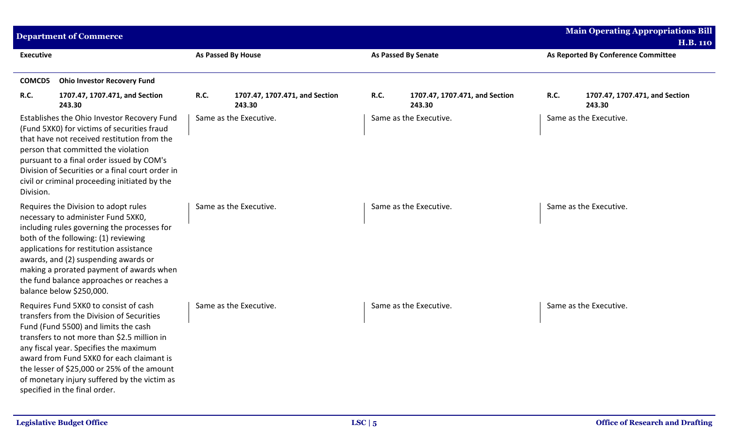| Executive | As Passed By House | As Passed By Senate | As Reported By Conference Committee |
|---|---|---|---|
| **COMCD5 Ohio Investor Recovery Fund** | | | |
| **R.C. 1707.47, 1707.471, and Section 243.30** | **R.C. 1707.47, 1707.471, and Section 243.30** | **R.C. 1707.47, 1707.471, and Section 243.30** | **R.C. 1707.47, 1707.471, and Section 243.30** |
| Establishes the Ohio Investor Recovery Fund (Fund 5XK0) for victims of securities fraud that have not received restitution from the person that committed the violation pursuant to a final order issued by COM's Division of Securities or a final court order in civil or criminal proceeding initiated by the Division. | Same as the Executive. | Same as the Executive. | Same as the Executive. |
| Requires the Division to adopt rules necessary to administer Fund 5XK0, including rules governing the processes for both of the following: (1) reviewing applications for restitution assistance awards, and (2) suspending awards or making a prorated payment of awards when the fund balance approaches or reaches a balance below $250,000. | Same as the Executive. | Same as the Executive. | Same as the Executive. |
| Requires Fund 5XK0 to consist of cash transfers from the Division of Securities Fund (Fund 5500) and limits the cash transfers to not more than $2.5 million in any fiscal year. Specifies the maximum award from Fund 5XK0 for each claimant is the lesser of $25,000 or 25% of the amount of monetary injury suffered by the victim as specified in the final order. | Same as the Executive. | Same as the Executive. | Same as the Executive. |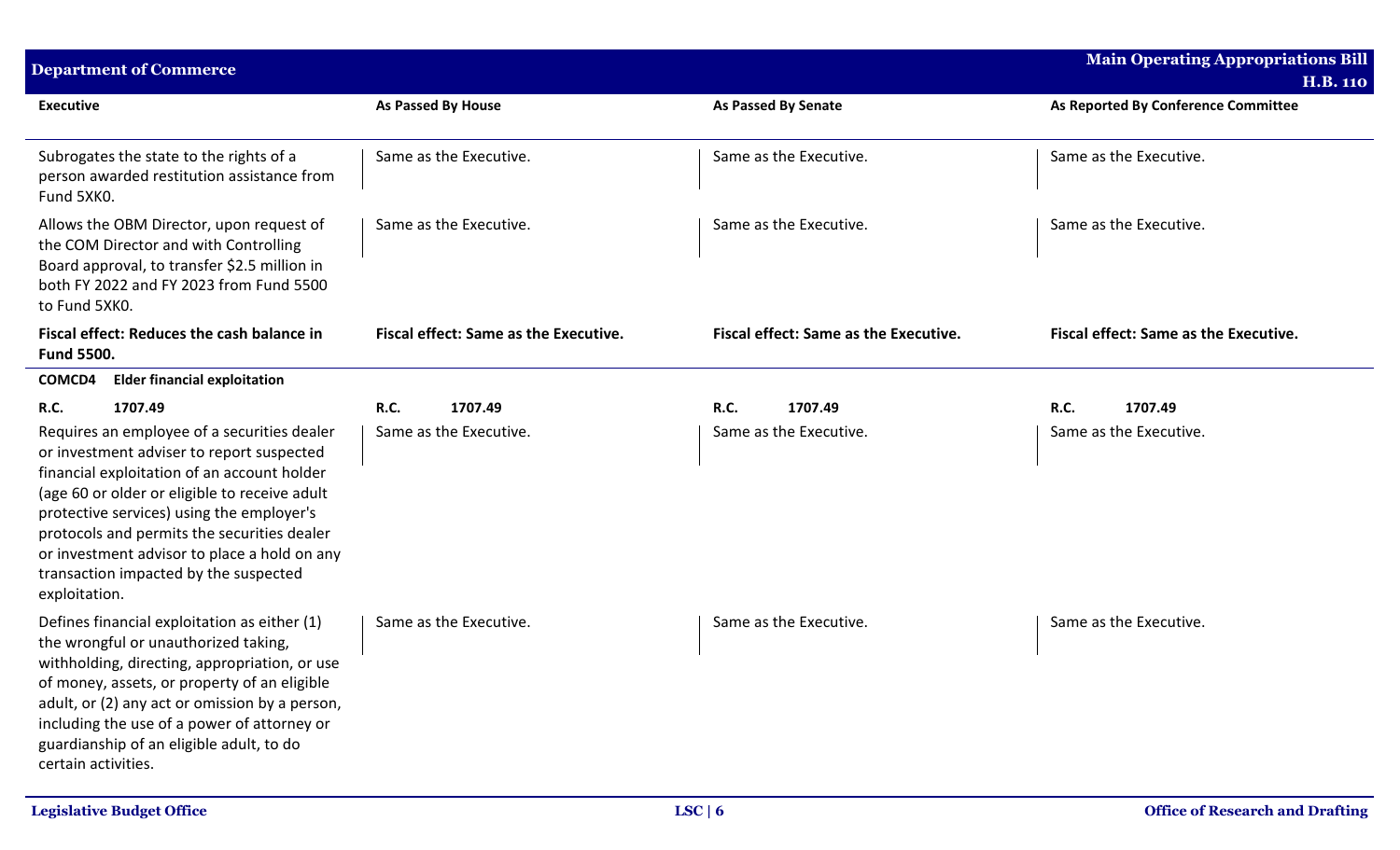| Executive | As Passed By House | As Passed By Senate | As Reported By Conference Committee |
|---|---|---|---|
| Subrogates the state to the rights of a person awarded restitution assistance from Fund 5XK0. | Same as the Executive. | Same as the Executive. | Same as the Executive. |
| Allows the OBM Director, upon request of the COM Director and with Controlling Board approval, to transfer $2.5 million in both FY 2022 and FY 2023 from Fund 5500 to Fund 5XK0. | Same as the Executive. | Same as the Executive. | Same as the Executive. |
| **Fiscal effect: Reduces the cash balance in Fund 5500.** | **Fiscal effect: Same as the Executive.** | **Fiscal effect: Same as the Executive.** | **Fiscal effect: Same as the Executive.** |
| **COMCD4 Elder financial exploitation** | | | |
| **R.C. 1707.49** | **R.C. 1707.49** | **R.C. 1707.49** | **R.C. 1707.49** |
| Requires an employee of a securities dealer or investment adviser to report suspected financial exploitation of an account holder (age 60 or older or eligible to receive adult protective services) using the employer's protocols and permits the securities dealer or investment advisor to place a hold on any transaction impacted by the suspected exploitation. | Same as the Executive. | Same as the Executive. | Same as the Executive. |
| Defines financial exploitation as either (1) the wrongful or unauthorized taking, withholding, directing, appropriation, or use of money, assets, or property of an eligible adult, or (2) any act or omission by a person, including the use of a power of attorney or guardianship of an eligible adult, to do certain activities. | Same as the Executive. | Same as the Executive. | Same as the Executive. |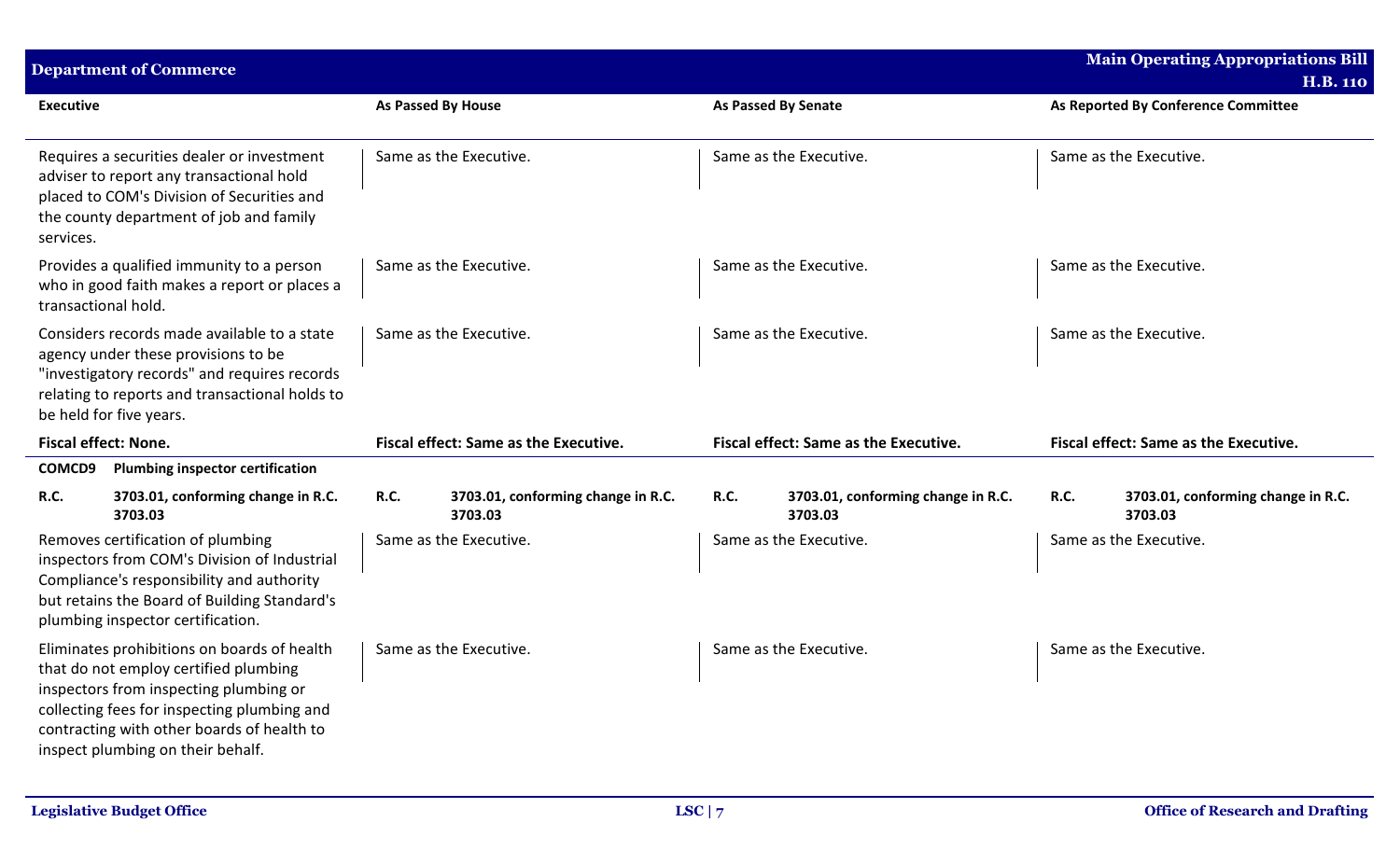| Executive | As Passed By House | As Passed By Senate | As Reported By Conference Committee |
|---|---|---|---|
| Requires a securities dealer or investment adviser to report any transactional hold placed to COM's Division of Securities and the county department of job and family services. | Same as the Executive. | Same as the Executive. | Same as the Executive. |
| Provides a qualified immunity to a person who in good faith makes a report or places a transactional hold. | Same as the Executive. | Same as the Executive. | Same as the Executive. |
| Considers records made available to a state agency under these provisions to be "investigatory records" and requires records relating to reports and transactional holds to be held for five years. | Same as the Executive. | Same as the Executive. | Same as the Executive. |
| **Fiscal effect: None.** | **Fiscal effect: Same as the Executive.** | **Fiscal effect: Same as the Executive.** | **Fiscal effect: Same as the Executive.** |
| **COMCD9 Plumbing inspector certification** | | | |
| **R.C. 3703.01, conforming change in R.C. 3703.03** | **R.C. 3703.01, conforming change in R.C. 3703.03** | **R.C. 3703.01, conforming change in R.C. 3703.03** | **R.C. 3703.01, conforming change in R.C. 3703.03** |
| Removes certification of plumbing inspectors from COM's Division of Industrial Compliance's responsibility and authority but retains the Board of Building Standard's plumbing inspector certification. | Same as the Executive. | Same as the Executive. | Same as the Executive. |
| Eliminates prohibitions on boards of health that do not employ certified plumbing inspectors from inspecting plumbing or collecting fees for inspecting plumbing and contracting with other boards of health to inspect plumbing on their behalf. | Same as the Executive. | Same as the Executive. | Same as the Executive. |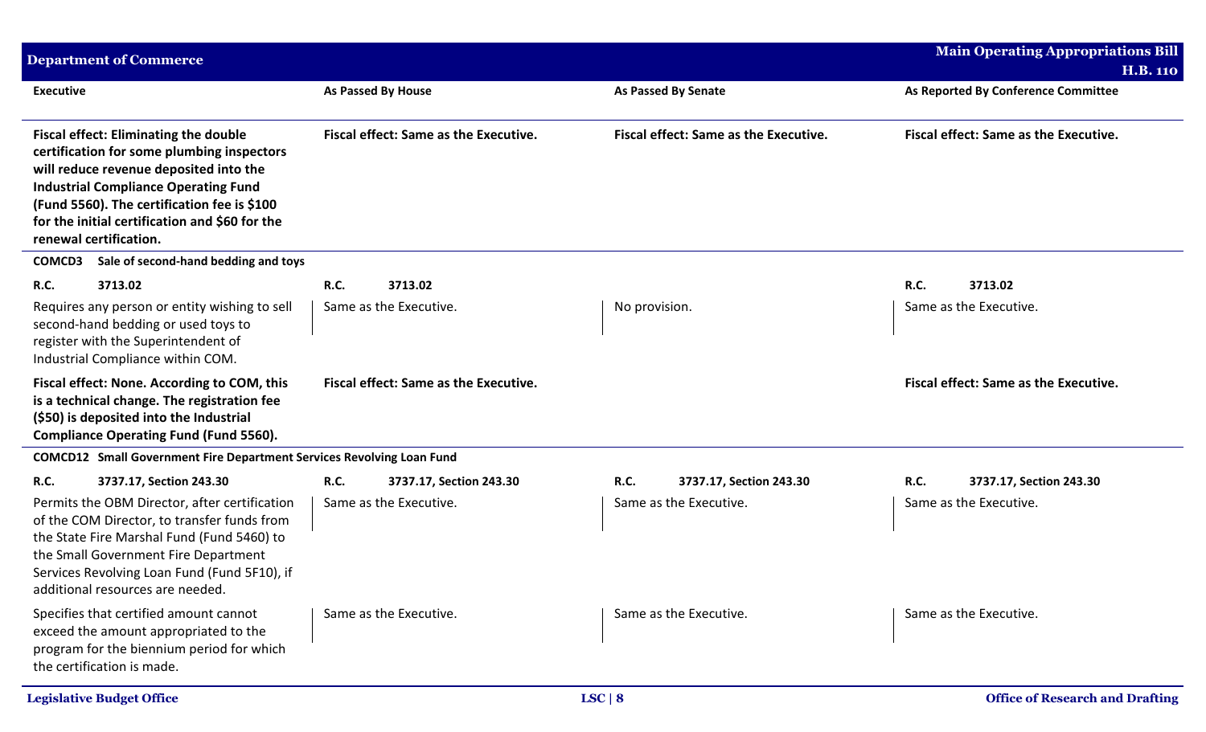| Executive | As Passed By House | As Passed By Senate | As Reported By Conference Committee |
|---|---|---|---|
| **Fiscal effect: Eliminating the double certification for some plumbing inspectors will reduce revenue deposited into the Industrial Compliance Operating Fund (Fund 5560). The certification fee is $100 for the initial certification and $60 for the renewal certification.** | **Fiscal effect: Same as the Executive.** | **Fiscal effect: Same as the Executive.** | **Fiscal effect: Same as the Executive.** |
| **COMCD3 Sale of second-hand bedding and toys** | | | |
| **R.C. 3713.02** | **R.C. 3713.02** | | **R.C. 3713.02** |
| Requires any person or entity wishing to sell second-hand bedding or used toys to register with the Superintendent of Industrial Compliance within COM. | Same as the Executive. | No provision. | Same as the Executive. |
| **Fiscal effect: None. According to COM, this is a technical change. The registration fee ($50) is deposited into the Industrial Compliance Operating Fund (Fund 5560).** | **Fiscal effect: Same as the Executive.** | | **Fiscal effect: Same as the Executive.** |
| **COMCD12 Small Government Fire Department Services Revolving Loan Fund** | | | |
| **R.C. 3737.17, Section 243.30** | **R.C. 3737.17, Section 243.30** | **R.C. 3737.17, Section 243.30** | **R.C. 3737.17, Section 243.30** |
| Permits the OBM Director, after certification of the COM Director, to transfer funds from the State Fire Marshal Fund (Fund 5460) to the Small Government Fire Department Services Revolving Loan Fund (Fund 5F10), if additional resources are needed. | Same as the Executive. | Same as the Executive. | Same as the Executive. |
| Specifies that certified amount cannot exceed the amount appropriated to the program for the biennium period for which the certification is made. | Same as the Executive. | Same as the Executive. | Same as the Executive. |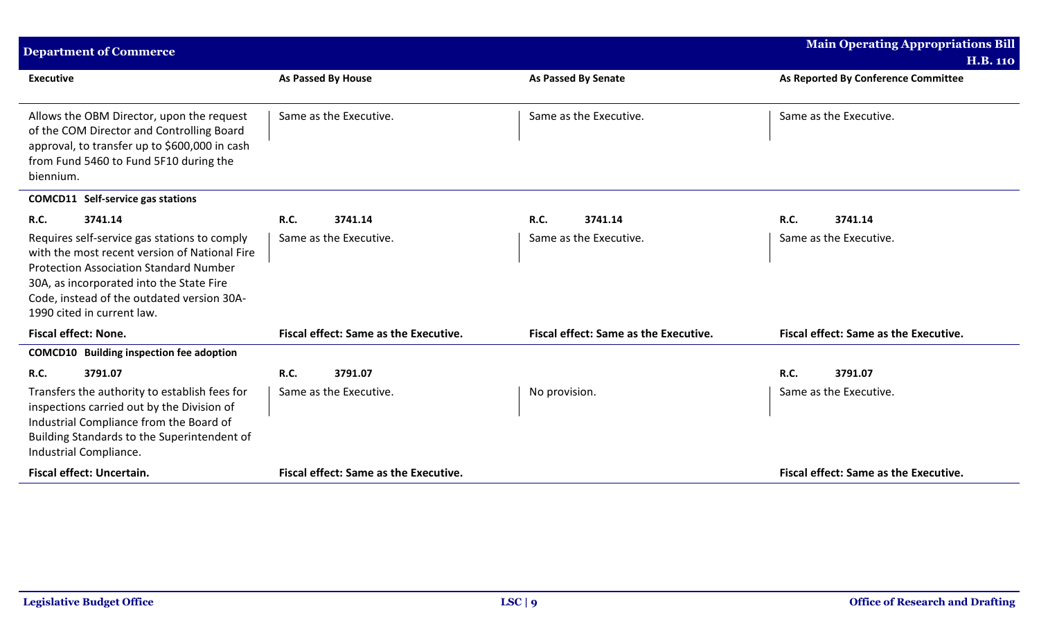| Executive | As Passed By House | As Passed By Senate | As Reported By Conference Committee |
|---|---|---|---|
| Allows the OBM Director, upon the request of the COM Director and Controlling Board approval, to transfer up to $600,000 in cash from Fund 5460 to Fund 5F10 during the biennium. | Same as the Executive. | Same as the Executive. | Same as the Executive. |
| **COMCD11 Self-service gas stations** | | | |
| **R.C.** **3741.14** | **R.C.** **3741.14** | **R.C.** **3741.14** | **R.C.** **3741.14** |
| Requires self-service gas stations to comply with the most recent version of National Fire Protection Association Standard Number 30A, as incorporated into the State Fire Code, instead of the outdated version 30A-1990 cited in current law. | Same as the Executive. | Same as the Executive. | Same as the Executive. |
| **Fiscal effect: None.** | **Fiscal effect: Same as the Executive.** | **Fiscal effect: Same as the Executive.** | **Fiscal effect: Same as the Executive.** |
| **COMCD10 Building inspection fee adoption** | | | |
| **R.C.** **3791.07** | **R.C.** **3791.07** | | **R.C.** **3791.07** |
| Transfers the authority to establish fees for inspections carried out by the Division of Industrial Compliance from the Board of Building Standards to the Superintendent of Industrial Compliance. | Same as the Executive. | No provision. | Same as the Executive. |
| **Fiscal effect: Uncertain.** | **Fiscal effect: Same as the Executive.** | | **Fiscal effect: Same as the Executive.** |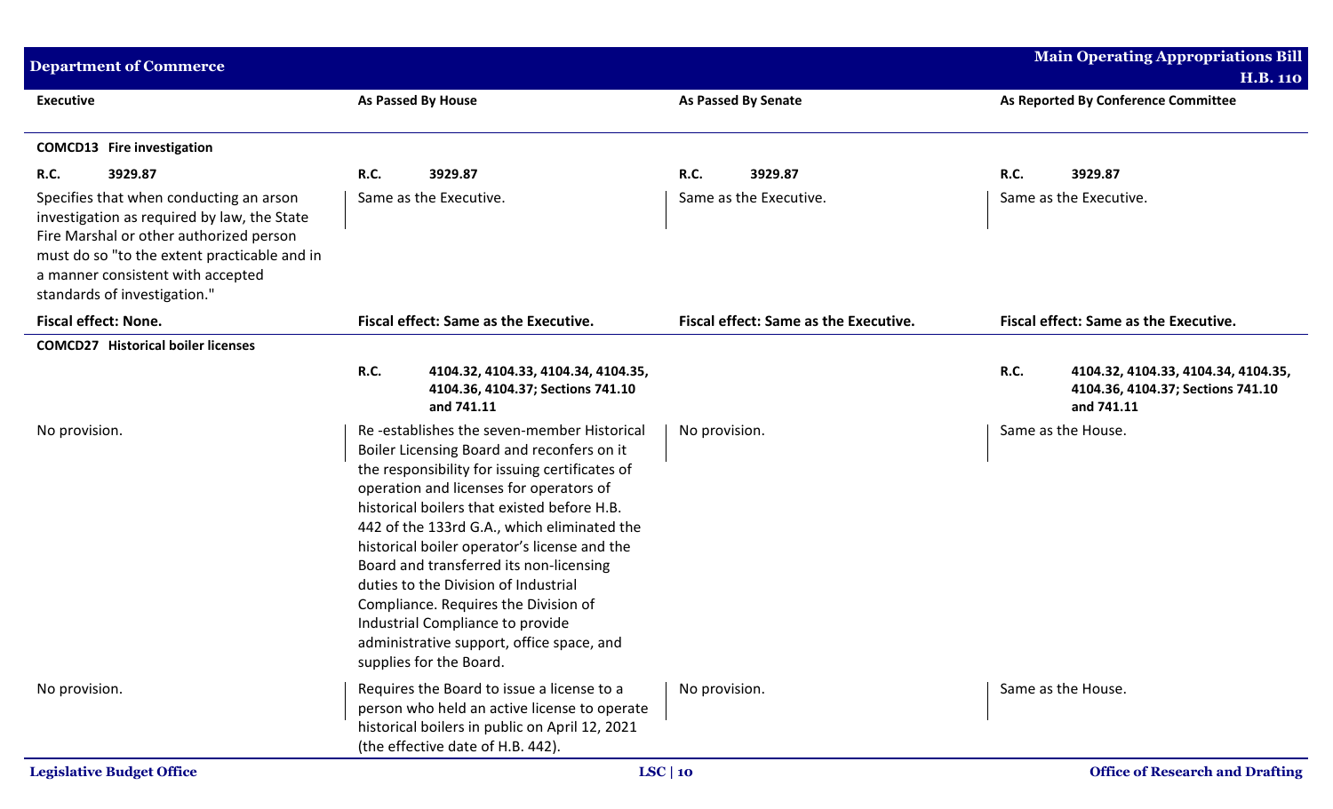| Executive | As Passed By House | As Passed By Senate | As Reported By Conference Committee |
|---|---|---|---|
| **COMCD13 Fire investigation** | | | |
| **R.C. 3929.87** | **R.C. 3929.87** | **R.C. 3929.87** | **R.C. 3929.87** |
| Specifies that when conducting an arson investigation as required by law, the State Fire Marshal or other authorized person must do so "to the extent practicable and in a manner consistent with accepted standards of investigation." | Same as the Executive. | Same as the Executive. | Same as the Executive. |
| **Fiscal effect: None.** | **Fiscal effect: Same as the Executive.** | **Fiscal effect: Same as the Executive.** | **Fiscal effect: Same as the Executive.** |
| **COMCD27 Historical boiler licenses** | | | |
| | **R.C. 4104.32, 4104.33, 4104.34, 4104.35, 4104.36, 4104.37; Sections 741.10 and 741.11** | | **R.C. 4104.32, 4104.33, 4104.34, 4104.35, 4104.36, 4104.37; Sections 741.10 and 741.11** |
| No provision. | Re -establishes the seven-member Historical Boiler Licensing Board and reconfers on it the responsibility for issuing certificates of operation and licenses for operators of historical boilers that existed before H.B. 442 of the 133rd G.A., which eliminated the historical boiler operator's license and the Board and transferred its non-licensing duties to the Division of Industrial Compliance. Requires the Division of Industrial Compliance to provide administrative support, office space, and supplies for the Board. | No provision. | Same as the House. |
| No provision. | Requires the Board to issue a license to a person who held an active license to operate historical boilers in public on April 12, 2021 (the effective date of H.B. 442). | No provision. | Same as the House. |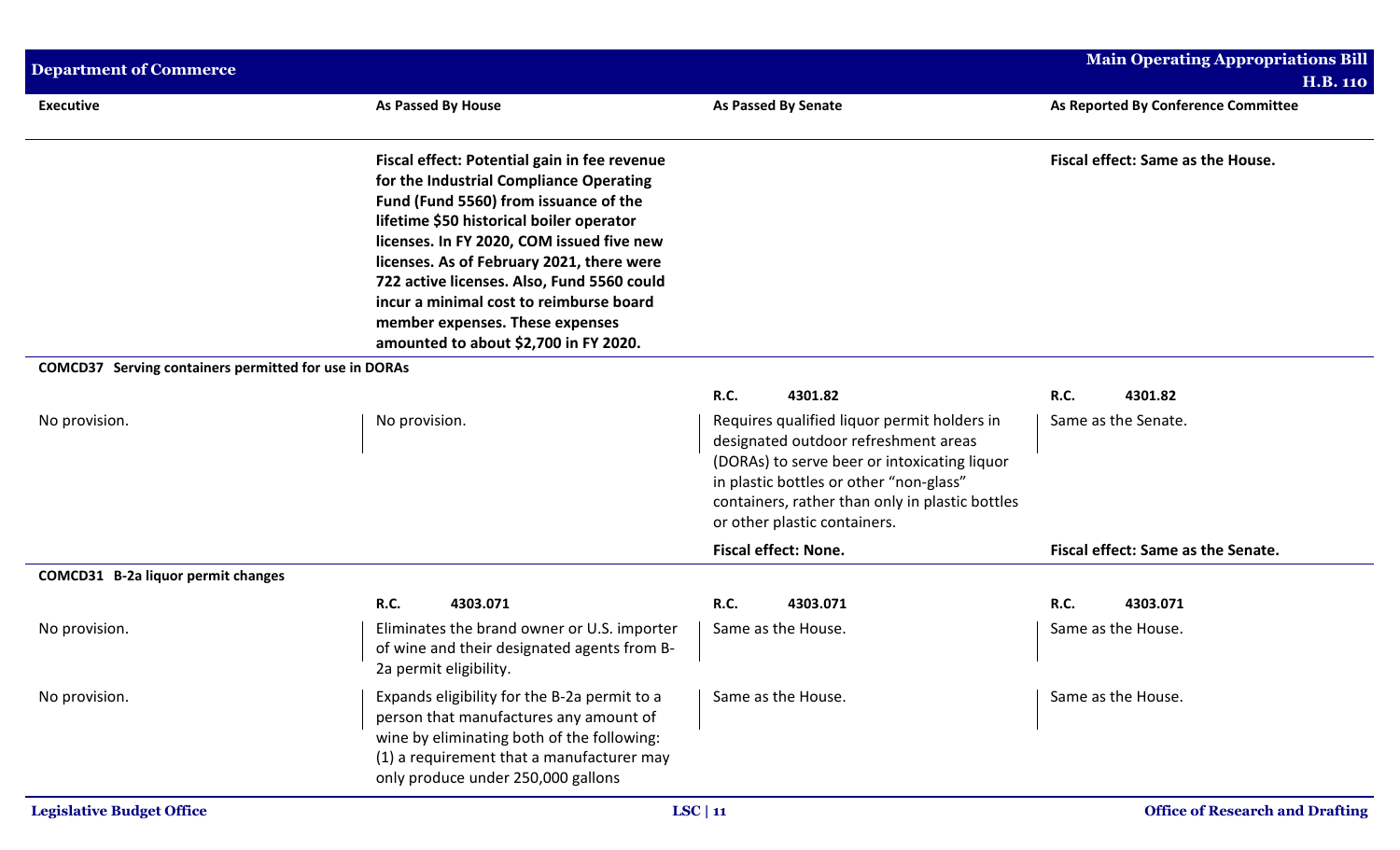| Executive | As Passed By House | As Passed By Senate | As Reported By Conference Committee |
|---|---|---|---|
| | **Fiscal effect: Potential gain in fee revenue for the Industrial Compliance Operating Fund (Fund 5560) from issuance of the lifetime $50 historical boiler operator licenses. In FY 2020, COM issued five new licenses. As of February 2021, there were 722 active licenses. Also, Fund 5560 could incur a minimal cost to reimburse board member expenses. These expenses amounted to about $2,700 in FY 2020.** | | **Fiscal effect: Same as the House.** |
| **COMCD37 Serving containers permitted for use in DORAs** | | | |
| | | **R.C. 4301.82** | **R.C. 4301.82** |
| No provision. | No provision. | Requires qualified liquor permit holders in designated outdoor refreshment areas (DORAs) to serve beer or intoxicating liquor in plastic bottles or other "non-glass" containers, rather than only in plastic bottles or other plastic containers. | Same as the Senate. |
| | | **Fiscal effect: None.** | **Fiscal effect: Same as the Senate.** |
| **COMCD31 B-2a liquor permit changes** | | | |
| | **R.C. 4303.071** | **R.C. 4303.071** | **R.C. 4303.071** |
| No provision. | Eliminates the brand owner or U.S. importer of wine and their designated agents from B-2a permit eligibility. | Same as the House. | Same as the House. |
| No provision. | Expands eligibility for the B-2a permit to a person that manufactures any amount of wine by eliminating both of the following: (1) a requirement that a manufacturer may only produce under 250,000 gallons | Same as the House. | Same as the House. |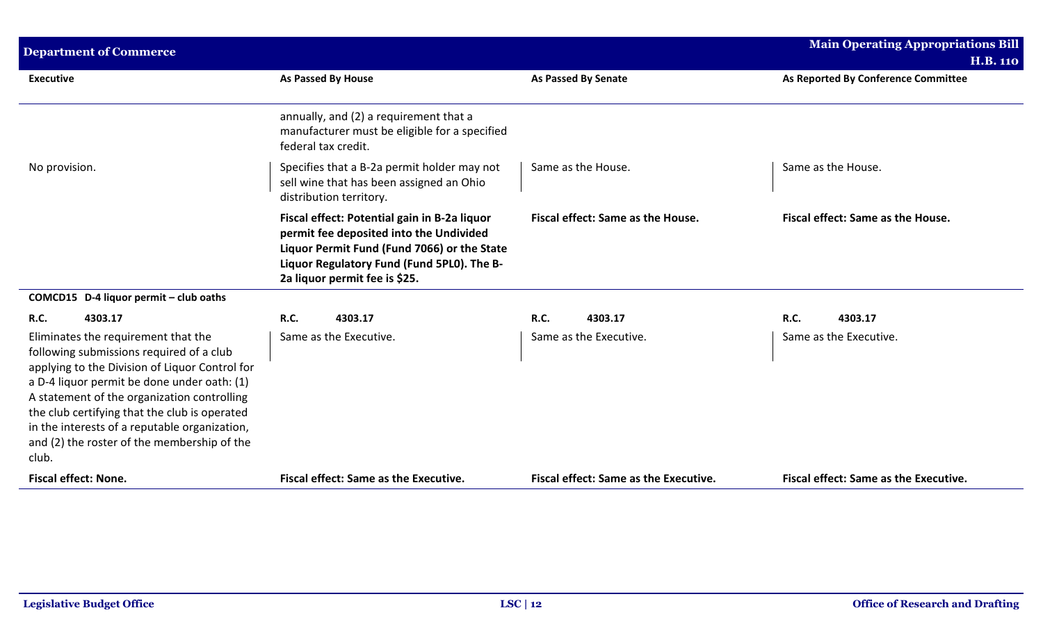| Executive | As Passed By House | As Passed By Senate | As Reported By Conference Committee |
|---|---|---|---|
| | annually, and (2) a requirement that a manufacturer must be eligible for a specified federal tax credit. | | |
| No provision. | Specifies that a B-2a permit holder may not sell wine that has been assigned an Ohio distribution territory. | Same as the House. | Same as the House. |
| | **Fiscal effect: Potential gain in B-2a liquor permit fee deposited into the Undivided Liquor Permit Fund (Fund 7066) or the State Liquor Regulatory Fund (Fund 5PL0). The B-2a liquor permit fee is $25.** | **Fiscal effect: Same as the House.** | **Fiscal effect: Same as the House.** |
| **COMCD15 D-4 liquor permit – club oaths** | | | |
| **R.C.** **4303.17** | **R.C.** **4303.17** | **R.C.** **4303.17** | **R.C.** **4303.17** |
| Eliminates the requirement that the following submissions required of a club applying to the Division of Liquor Control for a D-4 liquor permit be done under oath: (1) A statement of the organization controlling the club certifying that the club is operated in the interests of a reputable organization, and (2) the roster of the membership of the club. | Same as the Executive. | Same as the Executive. | Same as the Executive. |
| **Fiscal effect: None.** | **Fiscal effect: Same as the Executive.** | **Fiscal effect: Same as the Executive.** | **Fiscal effect: Same as the Executive.** |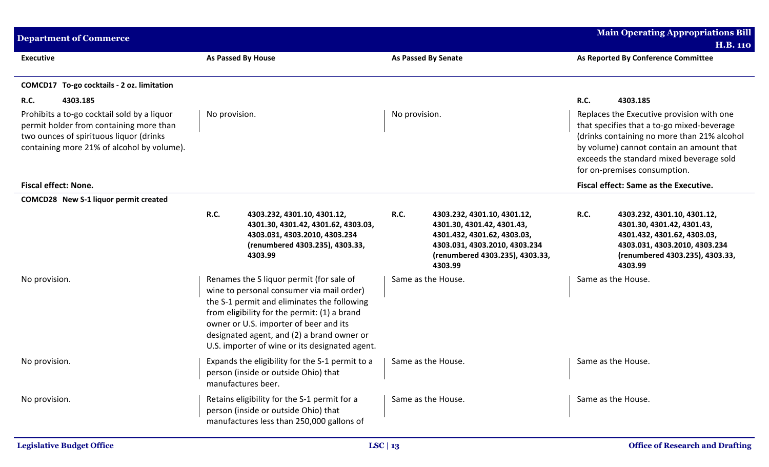| Executive | As Passed By House | As Passed By Senate | As Reported By Conference Committee |
|---|---|---|---|
| **COMCD17 To-go cocktails - 2 oz. limitation** | | | |
| **R.C. 4303.185** | | | **R.C. 4303.185** |
| Prohibits a to-go cocktail sold by a liquor permit holder from containing more than two ounces of spirituous liquor (drinks containing more 21% of alcohol by volume). | No provision. | No provision. | Replaces the Executive provision with one that specifies that a to-go mixed-beverage (drinks containing no more than 21% alcohol by volume) cannot contain an amount that exceeds the standard mixed beverage sold for on-premises consumption. |
| **Fiscal effect: None.** | | | **Fiscal effect: Same as the Executive.** |
| **COMCD28 New S-1 liquor permit created** | | | |
| | **R.C. 4303.232, 4301.10, 4301.12, 4301.30, 4301.42, 4301.62, 4303.03, 4303.031, 4303.2010, 4303.234 (renumbered 4303.235), 4303.33, 4303.99** | **R.C. 4303.232, 4301.10, 4301.12, 4301.30, 4301.42, 4301.43, 4301.432, 4301.62, 4303.03, 4303.031, 4303.2010, 4303.234 (renumbered 4303.235), 4303.33, 4303.99** | **R.C. 4303.232, 4301.10, 4301.12, 4301.30, 4301.42, 4301.43, 4301.432, 4301.62, 4303.03, 4303.031, 4303.2010, 4303.234 (renumbered 4303.235), 4303.33, 4303.99** |
| No provision. | Renames the S liquor permit (for sale of wine to personal consumer via mail order) the S-1 permit and eliminates the following from eligibility for the permit: (1) a brand owner or U.S. importer of beer and its designated agent, and (2) a brand owner or U.S. importer of wine or its designated agent. | Same as the House. | Same as the House. |
| No provision. | Expands the eligibility for the S-1 permit to a person (inside or outside Ohio) that manufactures beer. | Same as the House. | Same as the House. |
| No provision. | Retains eligibility for the S-1 permit for a person (inside or outside Ohio) that manufactures less than 250,000 gallons of | Same as the House. | Same as the House. |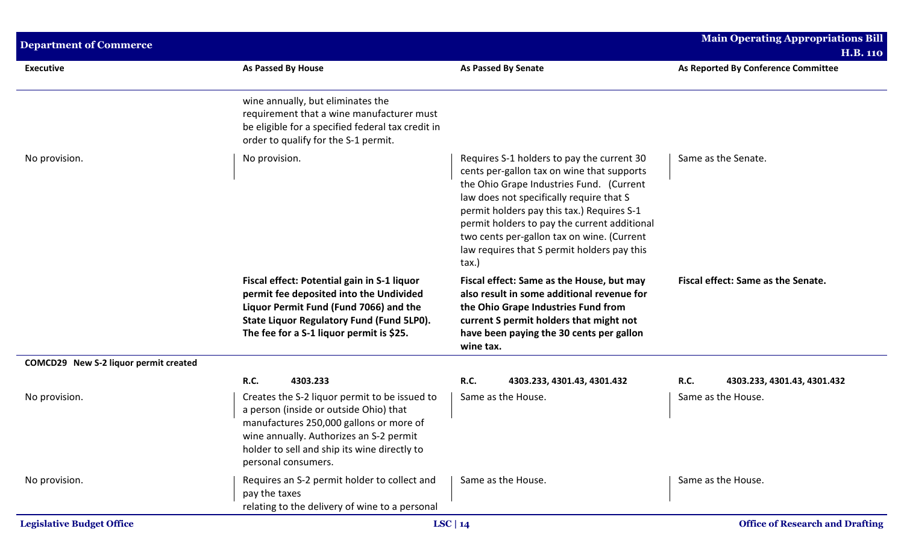| Executive | As Passed By House | As Passed By Senate | As Reported By Conference Committee |
|---|---|---|---|
| | wine annually, but eliminates the requirement that a wine manufacturer must be eligible for a specified federal tax credit in order to qualify for the S-1 permit. | | |
| No provision. | No provision. | Requires S-1 holders to pay the current 30 cents per-gallon tax on wine that supports the Ohio Grape Industries Fund. (Current law does not specifically require that S permit holders pay this tax.) Requires S-1 permit holders to pay the current additional two cents per-gallon tax on wine. (Current law requires that S permit holders pay this tax.) | Same as the Senate. |
| | **Fiscal effect: Potential gain in S-1 liquor permit fee deposited into the Undivided Liquor Permit Fund (Fund 7066) and the State Liquor Regulatory Fund (Fund 5LP0). The fee for a S-1 liquor permit is $25.** | **Fiscal effect: Same as the House, but may also result in some additional revenue for the Ohio Grape Industries Fund from current S permit holders that might not have been paying the 30 cents per gallon wine tax.** | **Fiscal effect: Same as the Senate.** |
| **COMCD29 New S-2 liquor permit created** | | | |
| | **R.C. 4303.233** | **R.C. 4303.233, 4301.43, 4301.432** | **R.C. 4303.233, 4301.43, 4301.432** |
| No provision. | Creates the S-2 liquor permit to be issued to a person (inside or outside Ohio) that manufactures 250,000 gallons or more of wine annually. Authorizes an S-2 permit holder to sell and ship its wine directly to personal consumers. | Same as the House. | Same as the House. |
| No provision. | Requires an S-2 permit holder to collect and pay the taxes relating to the delivery of wine to a personal | Same as the House. | Same as the House. |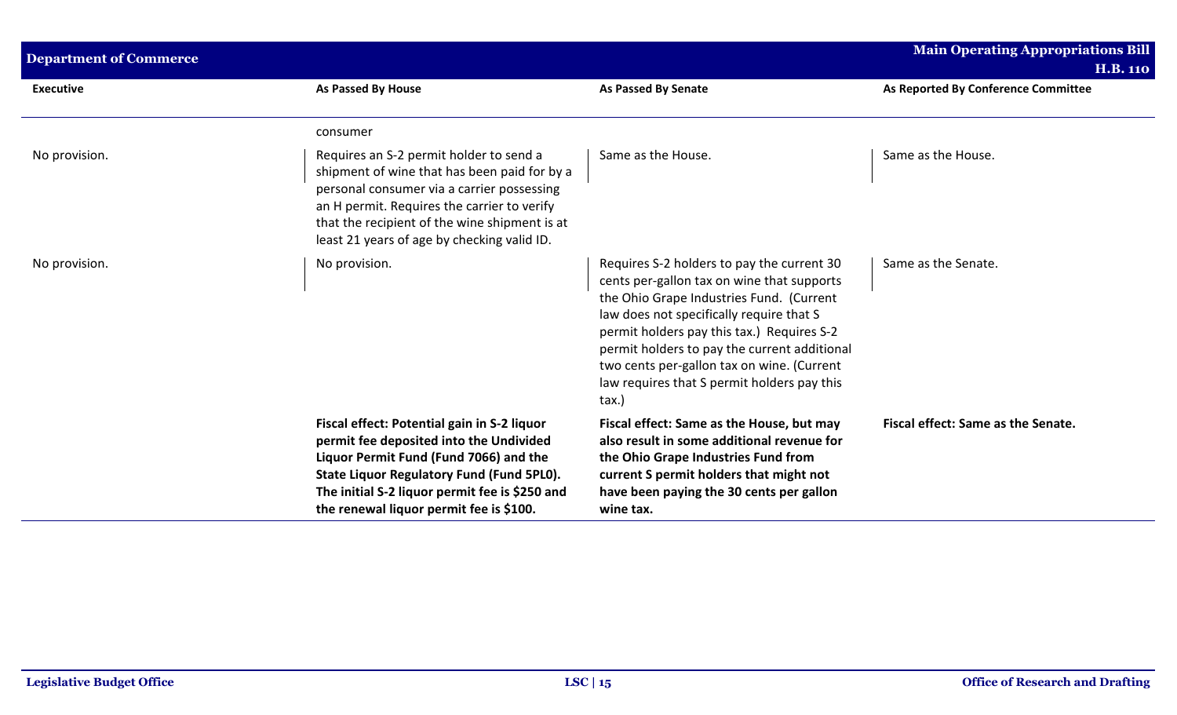| Executive | As Passed By House | As Passed By Senate | As Reported By Conference Committee |
|---|---|---|---|
| | consumer | | |
| No provision. | Requires an S-2 permit holder to send a shipment of wine that has been paid for by a personal consumer via a carrier possessing an H permit. Requires the carrier to verify that the recipient of the wine shipment is at least 21 years of age by checking valid ID. | Same as the House. | Same as the House. |
| No provision. | No provision. | Requires S-2 holders to pay the current 30 cents per-gallon tax on wine that supports the Ohio Grape Industries Fund. (Current law does not specifically require that S permit holders pay this tax.) Requires S-2 permit holders to pay the current additional two cents per-gallon tax on wine. (Current law requires that S permit holders pay this tax.) | Same as the Senate. |
| | **Fiscal effect: Potential gain in S-2 liquor permit fee deposited into the Undivided Liquor Permit Fund (Fund 7066) and the State Liquor Regulatory Fund (Fund 5PL0). The initial S-2 liquor permit fee is $250 and the renewal liquor permit fee is $100.** | **Fiscal effect: Same as the House, but may also result in some additional revenue for the Ohio Grape Industries Fund from current S permit holders that might not have been paying the 30 cents per gallon wine tax.** | **Fiscal effect: Same as the Senate.** |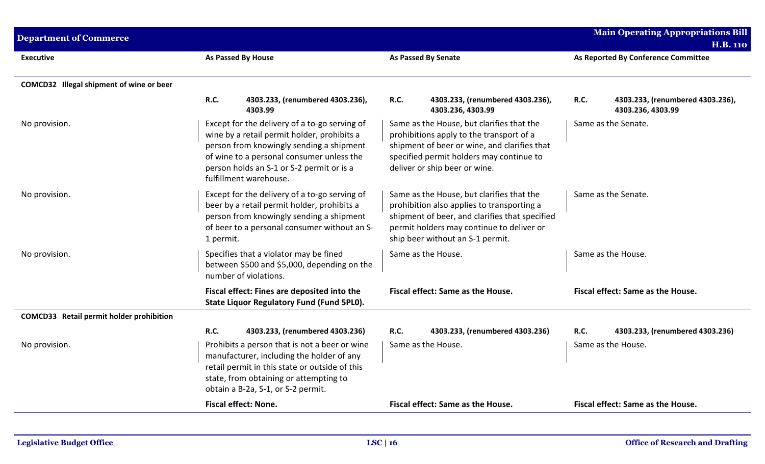| Executive | As Passed By House | As Passed By Senate | As Reported By Conference Committee |
|---|---|---|---|
| **COMCD32 Illegal shipment of wine or beer** | | | |
| | **R.C. 4303.233, (renumbered 4303.236), 4303.99** | **R.C. 4303.233, (renumbered 4303.236), 4303.236, 4303.99** | **R.C. 4303.233, (renumbered 4303.236), 4303.236, 4303.99** |
| No provision. | Except for the delivery of a to-go serving of wine by a retail permit holder, prohibits a person from knowingly sending a shipment of wine to a personal consumer unless the person holds an S-1 or S-2 permit or is a fulfillment warehouse. | Same as the House, but clarifies that the prohibitions apply to the transport of a shipment of beer or wine, and clarifies that specified permit holders may continue to deliver or ship beer or wine. | Same as the Senate. |
| No provision. | Except for the delivery of a to-go serving of beer by a retail permit holder, prohibits a person from knowingly sending a shipment of beer to a personal consumer without an S-1 permit. | Same as the House, but clarifies that the prohibition also applies to transporting a shipment of beer, and clarifies that specified permit holders may continue to deliver or ship beer without an S-1 permit. | Same as the Senate. |
| No provision. | Specifies that a violator may be fined between $500 and $5,000, depending on the number of violations. | Same as the House. | Same as the House. |
| | **Fiscal effect: Fines are deposited into the State Liquor Regulatory Fund (Fund 5PL0).** | **Fiscal effect: Same as the House.** | **Fiscal effect: Same as the House.** |
| **COMCD33 Retail permit holder prohibition** | | | |
| | **R.C. 4303.233, (renumbered 4303.236)** | **R.C. 4303.233, (renumbered 4303.236)** | **R.C. 4303.233, (renumbered 4303.236)** |
| No provision. | Prohibits a person that is not a beer or wine manufacturer, including the holder of any retail permit in this state or outside of this state, from obtaining or attempting to obtain a B-2a, S-1, or S-2 permit. | Same as the House. | Same as the House. |
| | **Fiscal effect: None.** | **Fiscal effect: Same as the House.** | **Fiscal effect: Same as the House.** |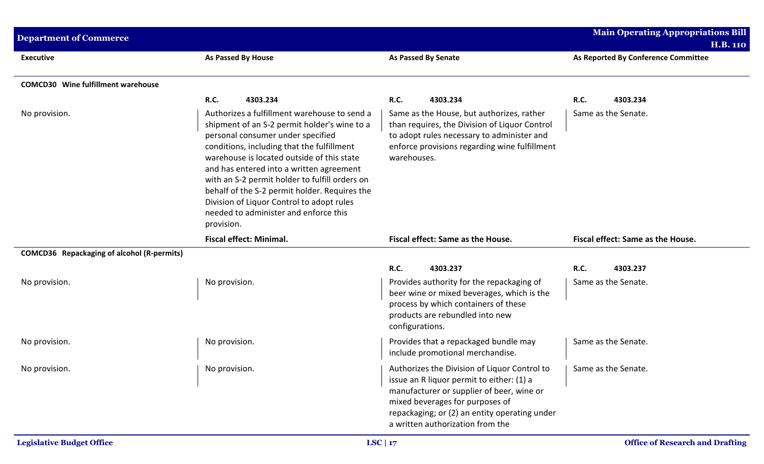| Executive | As Passed By House | As Passed By Senate | As Reported By Conference Committee |
|---|---|---|---|
| **COMCD30 Wine fulfillment warehouse** | | | |
| | **R.C. 4303.234** | **R.C. 4303.234** | **R.C. 4303.234** |
| No provision. | Authorizes a fulfillment warehouse to send a shipment of an S-2 permit holder's wine to a personal consumer under specified conditions, including that the fulfillment warehouse is located outside of this state and has entered into a written agreement with an S-2 permit holder to fulfill orders on behalf of the S-2 permit holder. Requires the Division of Liquor Control to adopt rules needed to administer and enforce this provision. | Same as the House, but authorizes, rather than requires, the Division of Liquor Control to adopt rules necessary to administer and enforce provisions regarding wine fulfillment warehouses. | Same as the Senate. |
| | **Fiscal effect: Minimal.** | **Fiscal effect: Same as the House.** | **Fiscal effect: Same as the House.** |
| **COMCD36 Repackaging of alcohol (R-permits)** | | | |
| | | **R.C. 4303.237** | **R.C. 4303.237** |
| No provision. | No provision. | Provides authority for the repackaging of beer wine or mixed beverages, which is the process by which containers of these products are rebundled into new configurations. | Same as the Senate. |
| No provision. | No provision. | Provides that a repackaged bundle may include promotional merchandise. | Same as the Senate. |
| No provision. | No provision. | Authorizes the Division of Liquor Control to issue an R liquor permit to either: (1) a manufacturer or supplier of beer, wine or mixed beverages for purposes of repackaging; or (2) an entity operating under a written authorization from the | Same as the Senate. |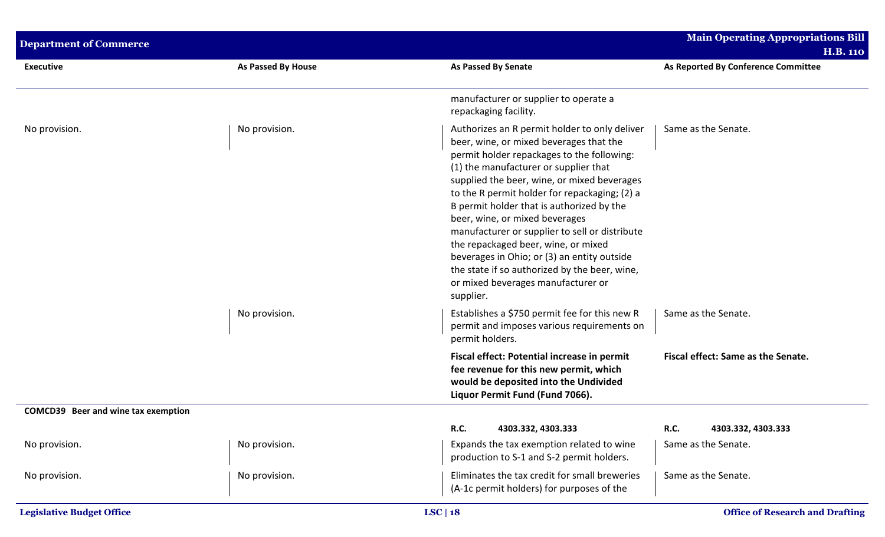| Executive | As Passed By House | As Passed By Senate | As Reported By Conference Committee |
|---|---|---|---|
| | | manufacturer or supplier to operate a repackaging facility. | |
| No provision. | No provision. | Authorizes an R permit holder to only deliver beer, wine, or mixed beverages that the permit holder repackages to the following: (1) the manufacturer or supplier that supplied the beer, wine, or mixed beverages to the R permit holder for repackaging; (2) a B permit holder that is authorized by the beer, wine, or mixed beverages manufacturer or supplier to sell or distribute the repackaged beer, wine, or mixed beverages in Ohio; or (3) an entity outside the state if so authorized by the beer, wine, or mixed beverages manufacturer or supplier. | Same as the Senate. |
| | No provision. | Establishes a $750 permit fee for this new R permit and imposes various requirements on permit holders. | Same as the Senate. |
| | | **Fiscal effect: Potential increase in permit fee revenue for this new permit, which would be deposited into the Undivided Liquor Permit Fund (Fund 7066).** | **Fiscal effect: Same as the Senate.** |
| **COMCD39 Beer and wine tax exemption** | | | |
| | | **R.C. 4303.332, 4303.333** | **R.C. 4303.332, 4303.333** |
| No provision. | No provision. | Expands the tax exemption related to wine production to S-1 and S-2 permit holders. | Same as the Senate. |
| No provision. | No provision. | Eliminates the tax credit for small breweries (A-1c permit holders) for purposes of the | Same as the Senate. |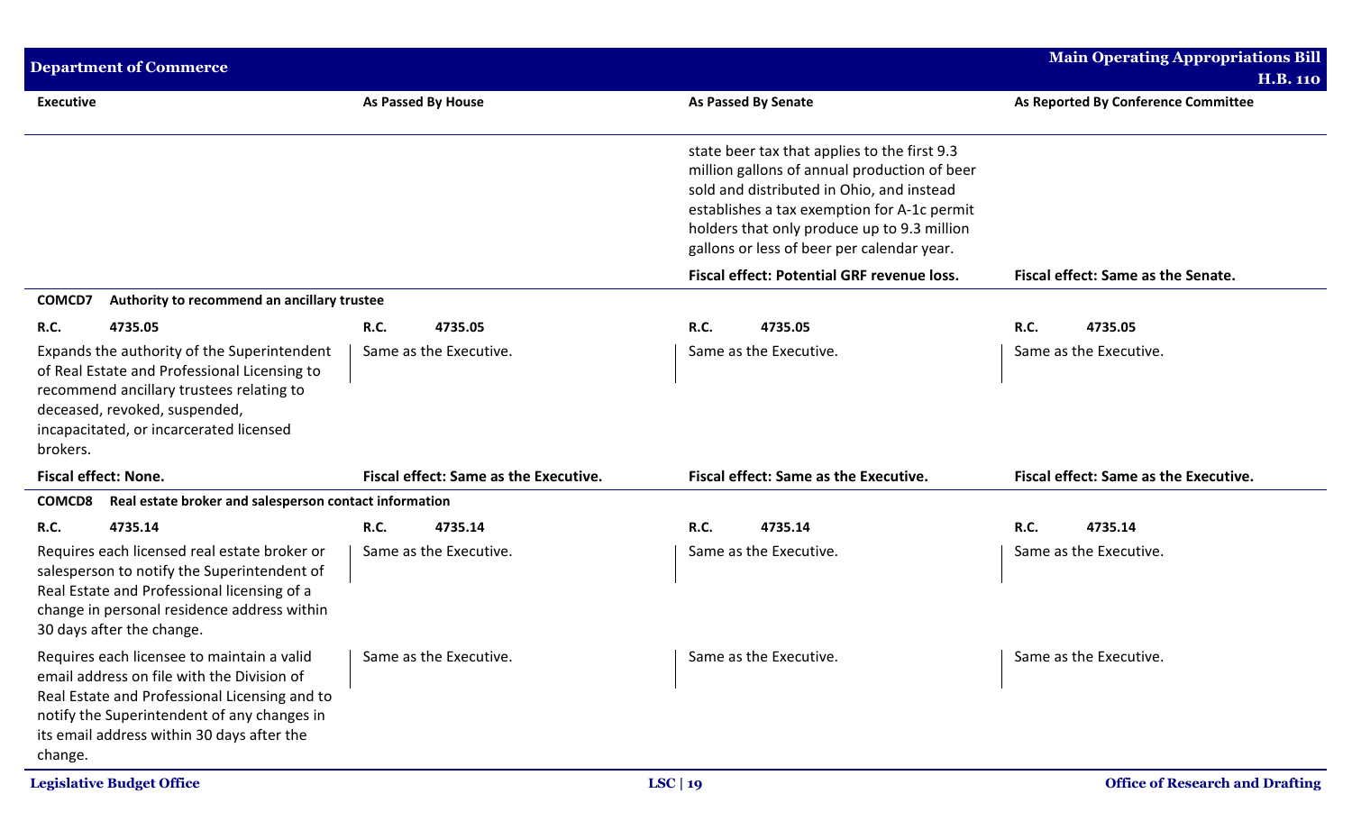| Executive | As Passed By House | As Passed By Senate | As Reported By Conference Committee |
|---|---|---|---|
| | | state beer tax that applies to the first 9.3 million gallons of annual production of beer sold and distributed in Ohio, and instead establishes a tax exemption for A-1c permit holders that only produce up to 9.3 million gallons or less of beer per calendar year. | |
| | | **Fiscal effect: Potential GRF revenue loss.** | **Fiscal effect: Same as the Senate.** |
| **COMCD7 Authority to recommend an ancillary trustee** | | | |
| **R.C. 4735.05** | **R.C. 4735.05** | **R.C. 4735.05** | **R.C. 4735.05** |
| Expands the authority of the Superintendent of Real Estate and Professional Licensing to recommend ancillary trustees relating to deceased, revoked, suspended, incapacitated, or incarcerated licensed brokers. | Same as the Executive. | Same as the Executive. | Same as the Executive. |
| **Fiscal effect: None.** | **Fiscal effect: Same as the Executive.** | **Fiscal effect: Same as the Executive.** | **Fiscal effect: Same as the Executive.** |
| **COMCD8 Real estate broker and salesperson contact information** | | | |
| **R.C. 4735.14** | **R.C. 4735.14** | **R.C. 4735.14** | **R.C. 4735.14** |
| Requires each licensed real estate broker or salesperson to notify the Superintendent of Real Estate and Professional licensing of a change in personal residence address within 30 days after the change. | Same as the Executive. | Same as the Executive. | Same as the Executive. |
| Requires each licensee to maintain a valid email address on file with the Division of Real Estate and Professional Licensing and to notify the Superintendent of any changes in its email address within 30 days after the change. | Same as the Executive. | Same as the Executive. | Same as the Executive. |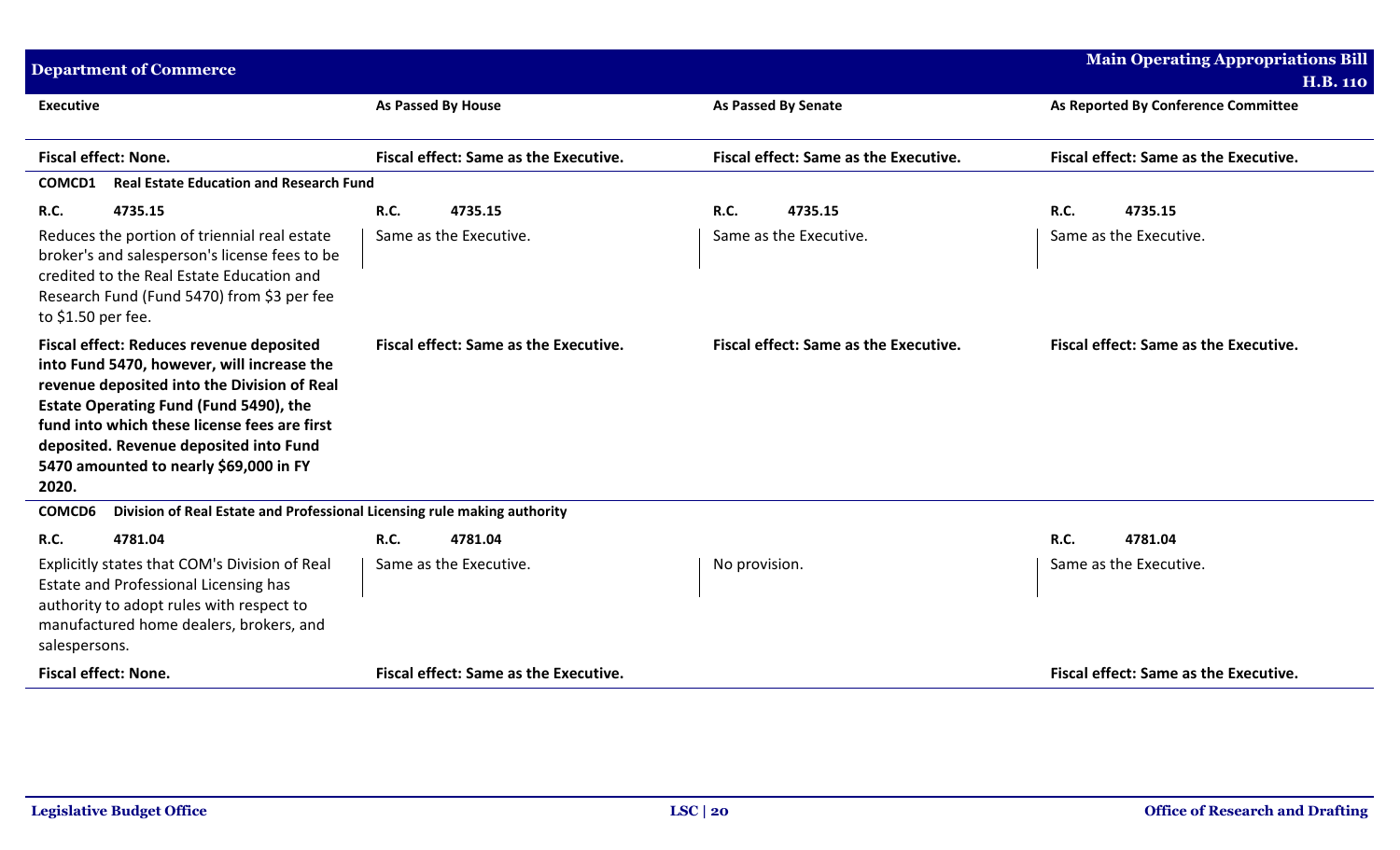| Executive | As Passed By House | As Passed By Senate | As Reported By Conference Committee |
|---|---|---|---|
| **Fiscal effect: None.** | **Fiscal effect: Same as the Executive.** | **Fiscal effect: Same as the Executive.** | **Fiscal effect: Same as the Executive.** |
| **COMCD1 Real Estate Education and Research Fund** | | | |
| **R.C. 4735.15** | **R.C. 4735.15** | **R.C. 4735.15** | **R.C. 4735.15** |
| Reduces the portion of triennial real estate broker's and salesperson's license fees to be credited to the Real Estate Education and Research Fund (Fund 5470) from $3 per fee to $1.50 per fee. | Same as the Executive. | Same as the Executive. | Same as the Executive. |
| **Fiscal effect: Reduces revenue deposited into Fund 5470, however, will increase the revenue deposited into the Division of Real Estate Operating Fund (Fund 5490), the fund into which these license fees are first deposited. Revenue deposited into Fund 5470 amounted to nearly $69,000 in FY 2020.** | **Fiscal effect: Same as the Executive.** | **Fiscal effect: Same as the Executive.** | **Fiscal effect: Same as the Executive.** |
| **COMCD6 Division of Real Estate and Professional Licensing rule making authority** | | | |
| **R.C. 4781.04** | **R.C. 4781.04** | | **R.C. 4781.04** |
| Explicitly states that COM's Division of Real Estate and Professional Licensing has authority to adopt rules with respect to manufactured home dealers, brokers, and salespersons. | Same as the Executive. | No provision. | Same as the Executive. |
| **Fiscal effect: None.** | **Fiscal effect: Same as the Executive.** | | **Fiscal effect: Same as the Executive.** |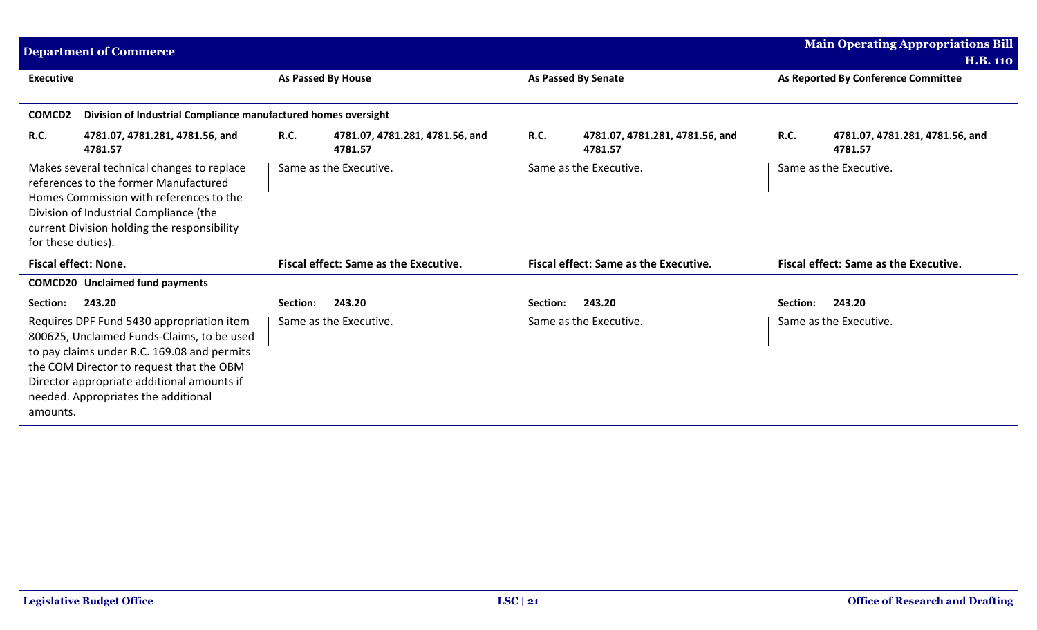| Executive | | As Passed By House | | As Passed By Senate | | As Reported By Conference Committee | |
|---|---|---|---|---|---|---|---|
| **COMCD2** | **Division of Industrial Compliance manufactured homes oversight** | | | | | | |
| **R.C.** | **4781.07, 4781.281, 4781.56, and 4781.57** | **R.C.** | **4781.07, 4781.281, 4781.56, and 4781.57** | **R.C.** | **4781.07, 4781.281, 4781.56, and 4781.57** | **R.C.** | **4781.07, 4781.281, 4781.56, and 4781.57** |
| Makes several technical changes to replace references to the former Manufactured Homes Commission with references to the Division of Industrial Compliance (the current Division holding the responsibility for these duties). | | Same as the Executive. | | Same as the Executive. | | Same as the Executive. | |
| **Fiscal effect: None.** | | **Fiscal effect: Same as the Executive.** | | **Fiscal effect: Same as the Executive.** | | **Fiscal effect: Same as the Executive.** | |
| **COMCD20** | **Unclaimed fund payments** | | | | | | |
| **Section:** | **243.20** | **Section:** | **243.20** | **Section:** | **243.20** | **Section:** | **243.20** |
| Requires DPF Fund 5430 appropriation item 800625, Unclaimed Funds-Claims, to be used to pay claims under R.C. 169.08 and permits the COM Director to request that the OBM Director appropriate additional amounts if needed. Appropriates the additional amounts. | | Same as the Executive. | | Same as the Executive. | | Same as the Executive. | |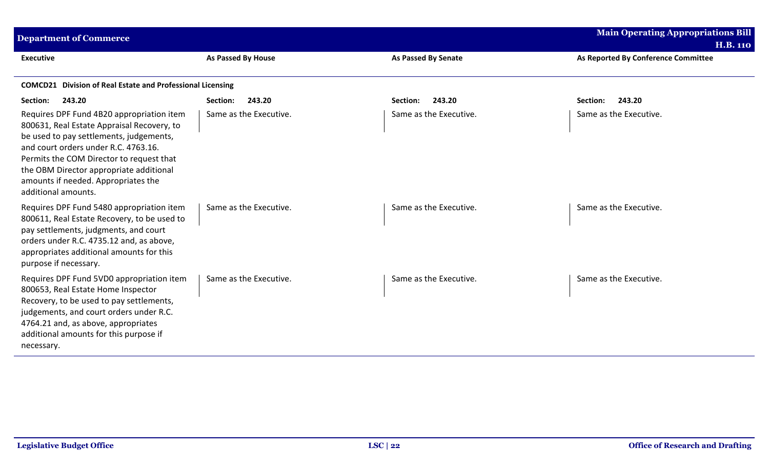| Executive | As Passed By House | As Passed By Senate | As Reported By Conference Committee |
|---|---|---|---|
| **COMCD21 Division of Real Estate and Professional Licensing** | | | |
| **Section: 243.20** | **Section: 243.20** | **Section: 243.20** | **Section: 243.20** |
| Requires DPF Fund 4B20 appropriation item 800631, Real Estate Appraisal Recovery, to be used to pay settlements, judgements, and court orders under R.C. 4763.16. Permits the COM Director to request that the OBM Director appropriate additional amounts if needed. Appropriates the additional amounts. | Same as the Executive. | Same as the Executive. | Same as the Executive. |
| Requires DPF Fund 5480 appropriation item 800611, Real Estate Recovery, to be used to pay settlements, judgments, and court orders under R.C. 4735.12 and, as above, appropriates additional amounts for this purpose if necessary. | Same as the Executive. | Same as the Executive. | Same as the Executive. |
| Requires DPF Fund 5VD0 appropriation item 800653, Real Estate Home Inspector Recovery, to be used to pay settlements, judgements, and court orders under R.C. 4764.21 and, as above, appropriates additional amounts for this purpose if necessary. | Same as the Executive. | Same as the Executive. | Same as the Executive. |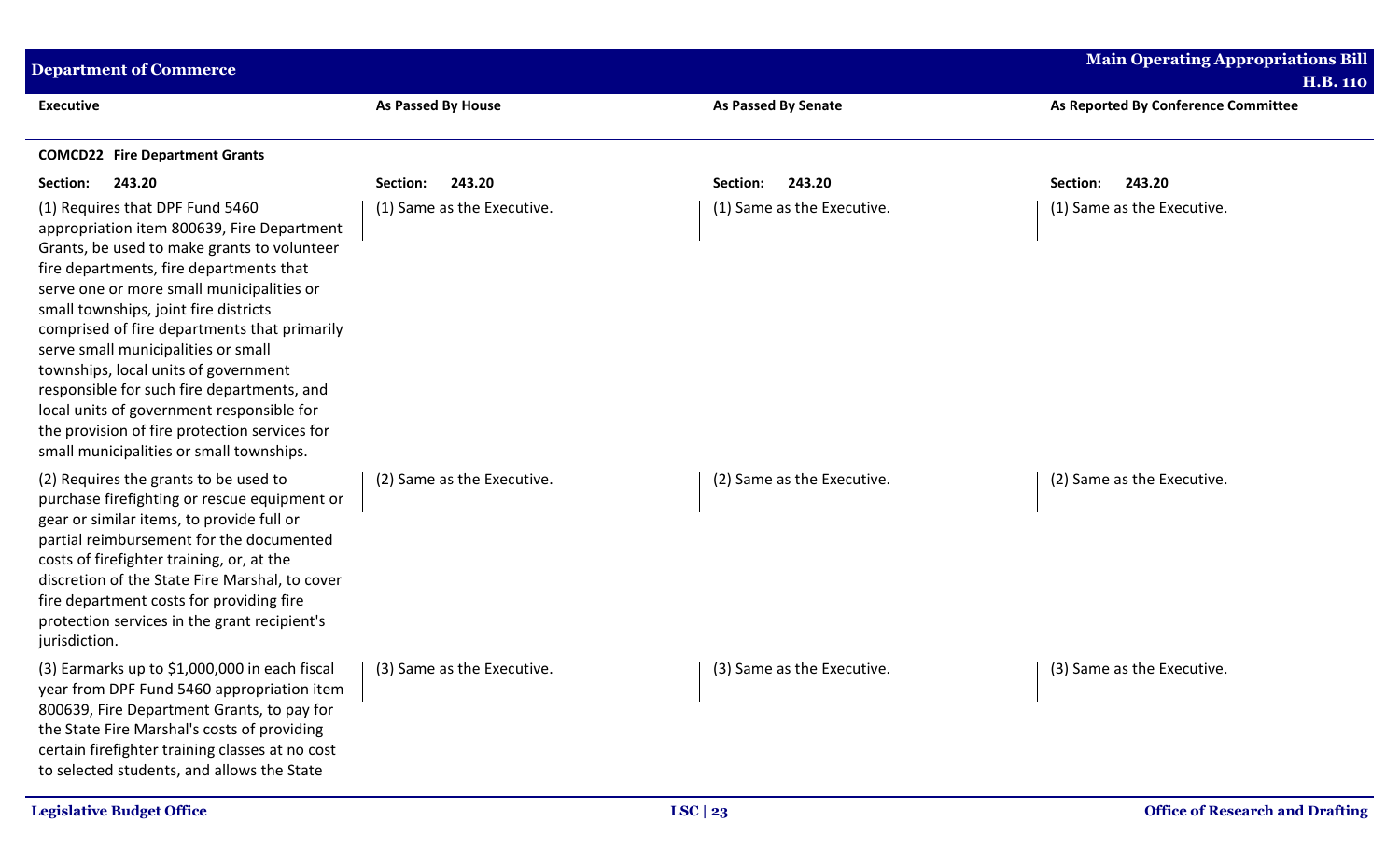| Executive | As Passed By House | As Passed By Senate | As Reported By Conference Committee |
|---|---|---|---|
| **COMCD22 Fire Department Grants** | | | |
| **Section: 243.20** | **Section: 243.20** | **Section: 243.20** | **Section: 243.20** |
| (1) Requires that DPF Fund 5460 appropriation item 800639, Fire Department Grants, be used to make grants to volunteer fire departments, fire departments that serve one or more small municipalities or small townships, joint fire districts comprised of fire departments that primarily serve small municipalities or small townships, local units of government responsible for such fire departments, and local units of government responsible for the provision of fire protection services for small municipalities or small townships. | (1) Same as the Executive. | (1) Same as the Executive. | (1) Same as the Executive. |
| (2) Requires the grants to be used to purchase firefighting or rescue equipment or gear or similar items, to provide full or partial reimbursement for the documented costs of firefighter training, or, at the discretion of the State Fire Marshal, to cover fire department costs for providing fire protection services in the grant recipient's jurisdiction. | (2) Same as the Executive. | (2) Same as the Executive. | (2) Same as the Executive. |
| (3) Earmarks up to $1,000,000 in each fiscal year from DPF Fund 5460 appropriation item 800639, Fire Department Grants, to pay for the State Fire Marshal's costs of providing certain firefighter training classes at no cost to selected students, and allows the State | (3) Same as the Executive. | (3) Same as the Executive. | (3) Same as the Executive. |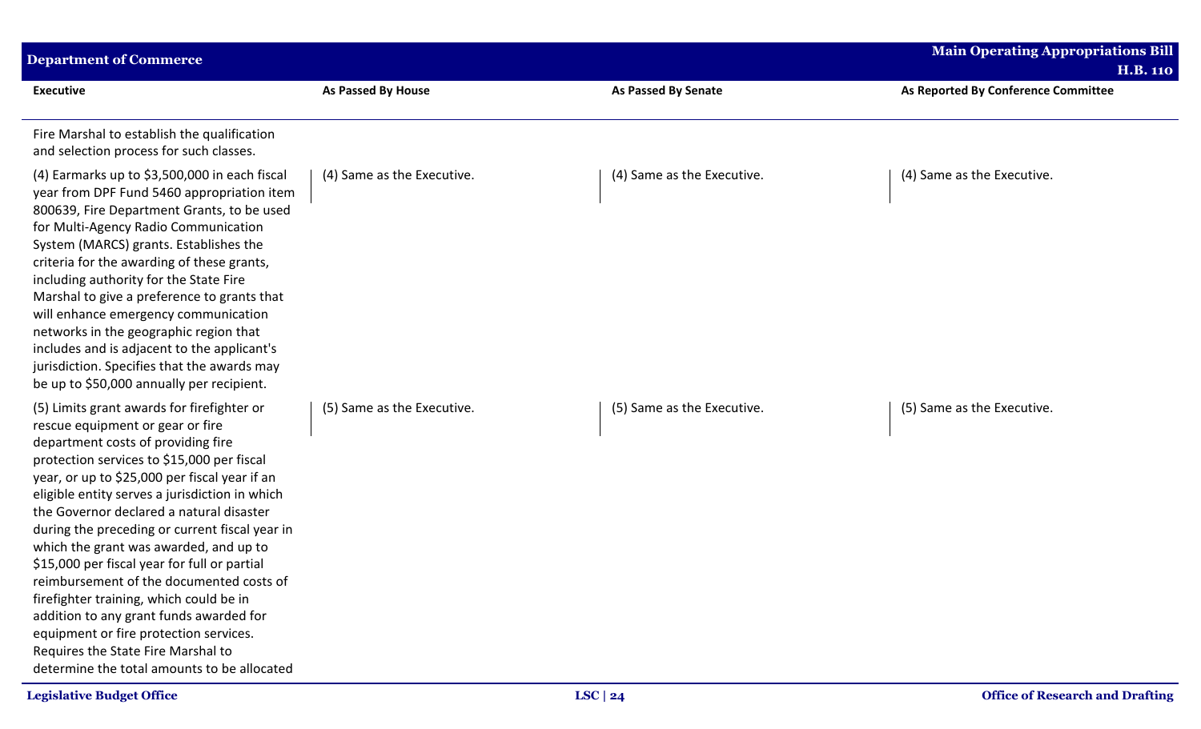| Executive | As Passed By House | As Passed By Senate | As Reported By Conference Committee |
|---|---|---|---|
| Fire Marshal to establish the qualification and selection process for such classes. | | | |
| (4) Earmarks up to $3,500,000 in each fiscal year from DPF Fund 5460 appropriation item 800639, Fire Department Grants, to be used for Multi-Agency Radio Communication System (MARCS) grants. Establishes the criteria for the awarding of these grants, including authority for the State Fire Marshal to give a preference to grants that will enhance emergency communication networks in the geographic region that includes and is adjacent to the applicant's jurisdiction. Specifies that the awards may be up to $50,000 annually per recipient. | (4) Same as the Executive. | (4) Same as the Executive. | (4) Same as the Executive. |
| (5) Limits grant awards for firefighter or rescue equipment or gear or fire department costs of providing fire protection services to $15,000 per fiscal year, or up to $25,000 per fiscal year if an eligible entity serves a jurisdiction in which the Governor declared a natural disaster during the preceding or current fiscal year in which the grant was awarded, and up to $15,000 per fiscal year for full or partial reimbursement of the documented costs of firefighter training, which could be in addition to any grant funds awarded for equipment or fire protection services. Requires the State Fire Marshal to determine the total amounts to be allocated | (5) Same as the Executive. | (5) Same as the Executive. | (5) Same as the Executive. |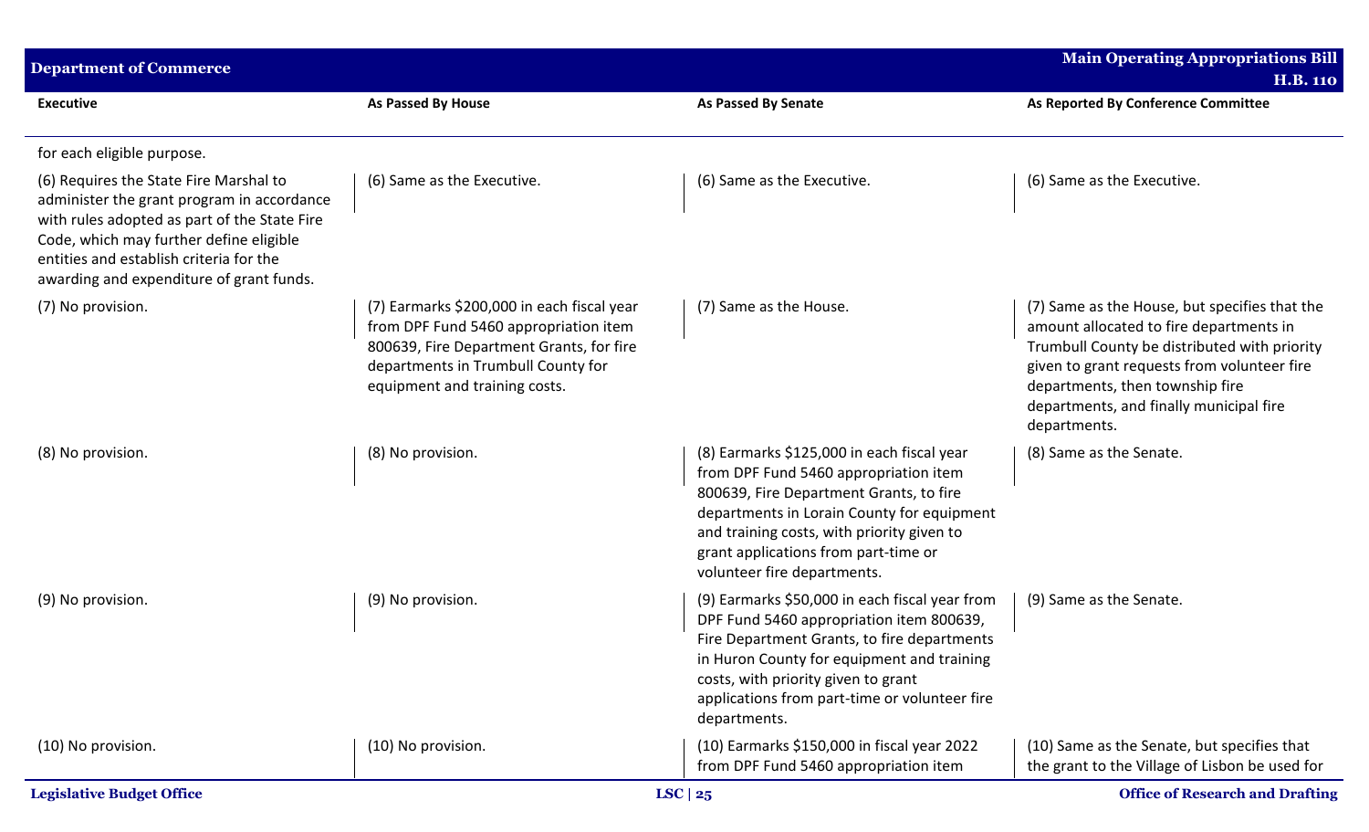| Executive | As Passed By House | As Passed By Senate | As Reported By Conference Committee |
|---|---|---|---|
| for each eligible purpose. | | | |
| (6) Requires the State Fire Marshal to administer the grant program in accordance with rules adopted as part of the State Fire Code, which may further define eligible entities and establish criteria for the awarding and expenditure of grant funds. | (6) Same as the Executive. | (6) Same as the Executive. | (6) Same as the Executive. |
| (7) No provision. | (7) Earmarks $200,000 in each fiscal year from DPF Fund 5460 appropriation item 800639, Fire Department Grants, for fire departments in Trumbull County for equipment and training costs. | (7) Same as the House. | (7) Same as the House, but specifies that the amount allocated to fire departments in Trumbull County be distributed with priority given to grant requests from volunteer fire departments, then township fire departments, and finally municipal fire departments. |
| (8) No provision. | (8) No provision. | (8) Earmarks $125,000 in each fiscal year from DPF Fund 5460 appropriation item 800639, Fire Department Grants, to fire departments in Lorain County for equipment and training costs, with priority given to grant applications from part-time or volunteer fire departments. | (8) Same as the Senate. |
| (9) No provision. | (9) No provision. | (9) Earmarks $50,000 in each fiscal year from DPF Fund 5460 appropriation item 800639, Fire Department Grants, to fire departments in Huron County for equipment and training costs, with priority given to grant applications from part-time or volunteer fire departments. | (9) Same as the Senate. |
| (10) No provision. | (10) No provision. | (10) Earmarks $150,000 in fiscal year 2022 from DPF Fund 5460 appropriation item | (10) Same as the Senate, but specifies that the grant to the Village of Lisbon be used for |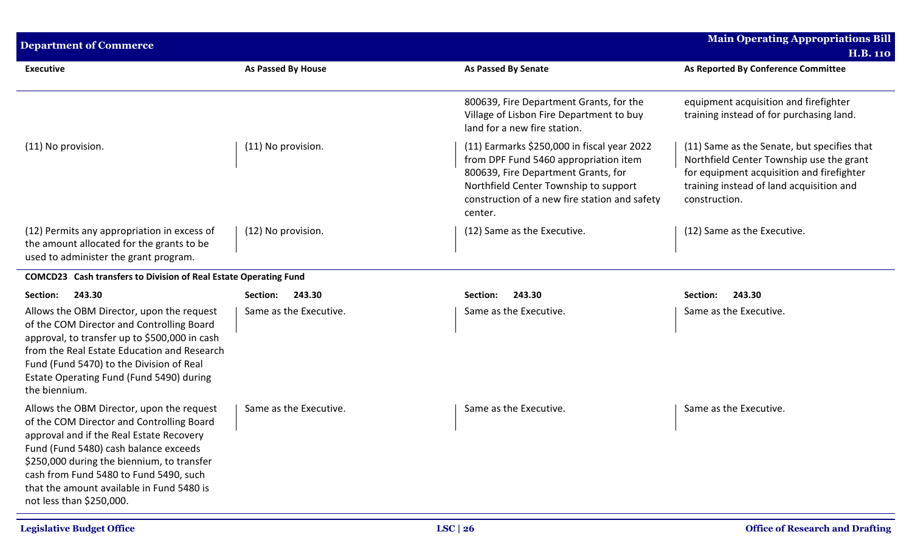| Executive | As Passed By House | As Passed By Senate | As Reported By Conference Committee |
|---|---|---|---|
| | | 800639, Fire Department Grants, for the Village of Lisbon Fire Department to buy land for a new fire station. | equipment acquisition and firefighter training instead of for purchasing land. |
| (11) No provision. | (11) No provision. | (11) Earmarks $250,000 in fiscal year 2022 from DPF Fund 5460 appropriation item 800639, Fire Department Grants, for Northfield Center Township to support construction of a new fire station and safety center. | (11) Same as the Senate, but specifies that Northfield Center Township use the grant for equipment acquisition and firefighter training instead of land acquisition and construction. |
| (12) Permits any appropriation in excess of the amount allocated for the grants to be used to administer the grant program. | (12) No provision. | (12) Same as the Executive. | (12) Same as the Executive. |
| **COMCD23 Cash transfers to Division of Real Estate Operating Fund** | | | |
| **Section: 243.30** | **Section: 243.30** | **Section: 243.30** | **Section: 243.30** |
| Allows the OBM Director, upon the request of the COM Director and Controlling Board approval, to transfer up to $500,000 in cash from the Real Estate Education and Research Fund (Fund 5470) to the Division of Real Estate Operating Fund (Fund 5490) during the biennium. | Same as the Executive. | Same as the Executive. | Same as the Executive. |
| Allows the OBM Director, upon the request of the COM Director and Controlling Board approval and if the Real Estate Recovery Fund (Fund 5480) cash balance exceeds $250,000 during the biennium, to transfer cash from Fund 5480 to Fund 5490, such that the amount available in Fund 5480 is not less than $250,000. | Same as the Executive. | Same as the Executive. | Same as the Executive. |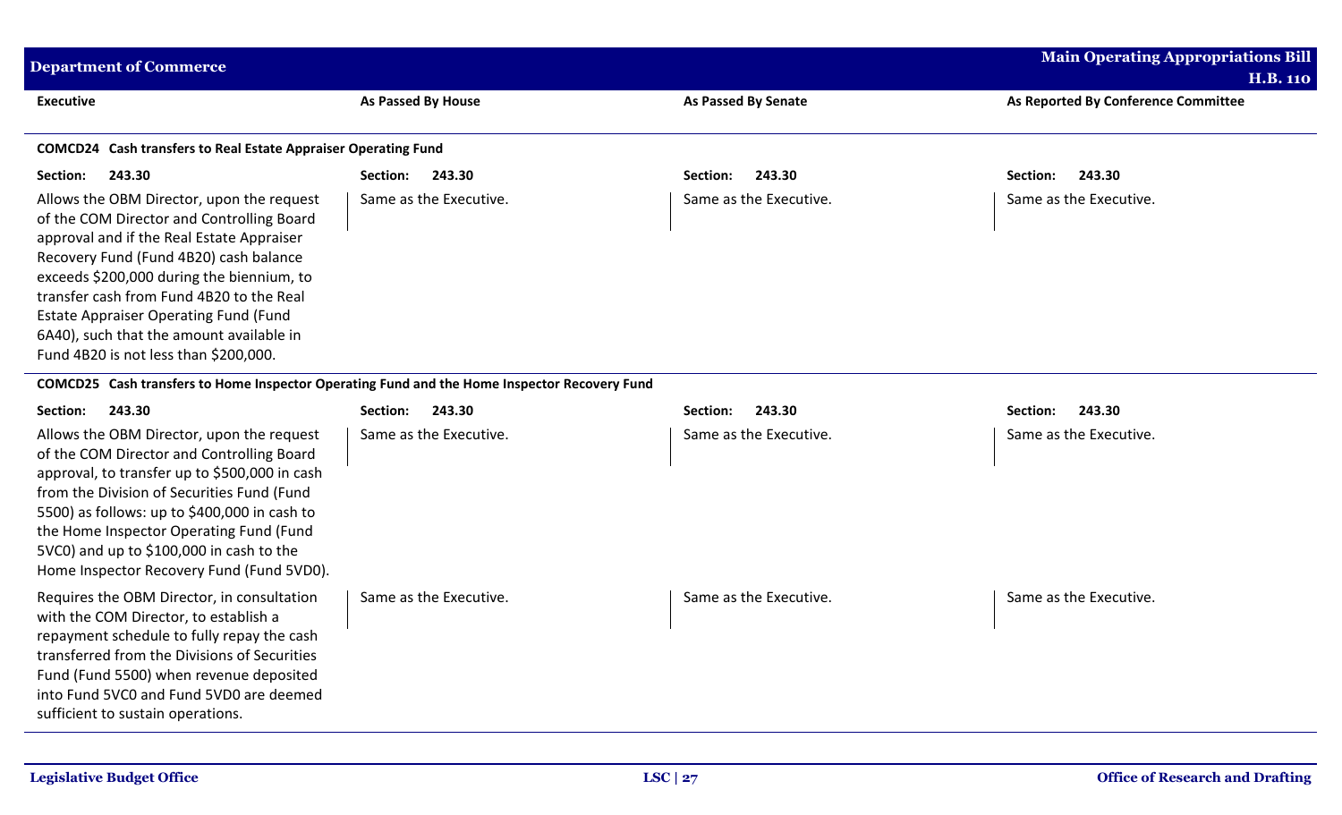| Executive | As Passed By House | As Passed By Senate | As Reported By Conference Committee |
|---|---|---|---|
| **COMCD24 Cash transfers to Real Estate Appraiser Operating Fund** | | | |
| **Section: 243.30** | **Section: 243.30** | **Section: 243.30** | **Section: 243.30** |
| Allows the OBM Director, upon the request of the COM Director and Controlling Board approval and if the Real Estate Appraiser Recovery Fund (Fund 4B20) cash balance exceeds $200,000 during the biennium, to transfer cash from Fund 4B20 to the Real Estate Appraiser Operating Fund (Fund 6A40), such that the amount available in Fund 4B20 is not less than $200,000. | Same as the Executive. | Same as the Executive. | Same as the Executive. |
| **COMCD25 Cash transfers to Home Inspector Operating Fund and the Home Inspector Recovery Fund** | | | |
| **Section: 243.30** | **Section: 243.30** | **Section: 243.30** | **Section: 243.30** |
| Allows the OBM Director, upon the request of the COM Director and Controlling Board approval, to transfer up to $500,000 in cash from the Division of Securities Fund (Fund 5500) as follows: up to $400,000 in cash to the Home Inspector Operating Fund (Fund 5VC0) and up to $100,000 in cash to the Home Inspector Recovery Fund (Fund 5VD0). | Same as the Executive. | Same as the Executive. | Same as the Executive. |
| Requires the OBM Director, in consultation with the COM Director, to establish a repayment schedule to fully repay the cash transferred from the Divisions of Securities Fund (Fund 5500) when revenue deposited into Fund 5VC0 and Fund 5VD0 are deemed sufficient to sustain operations. | Same as the Executive. | Same as the Executive. | Same as the Executive. |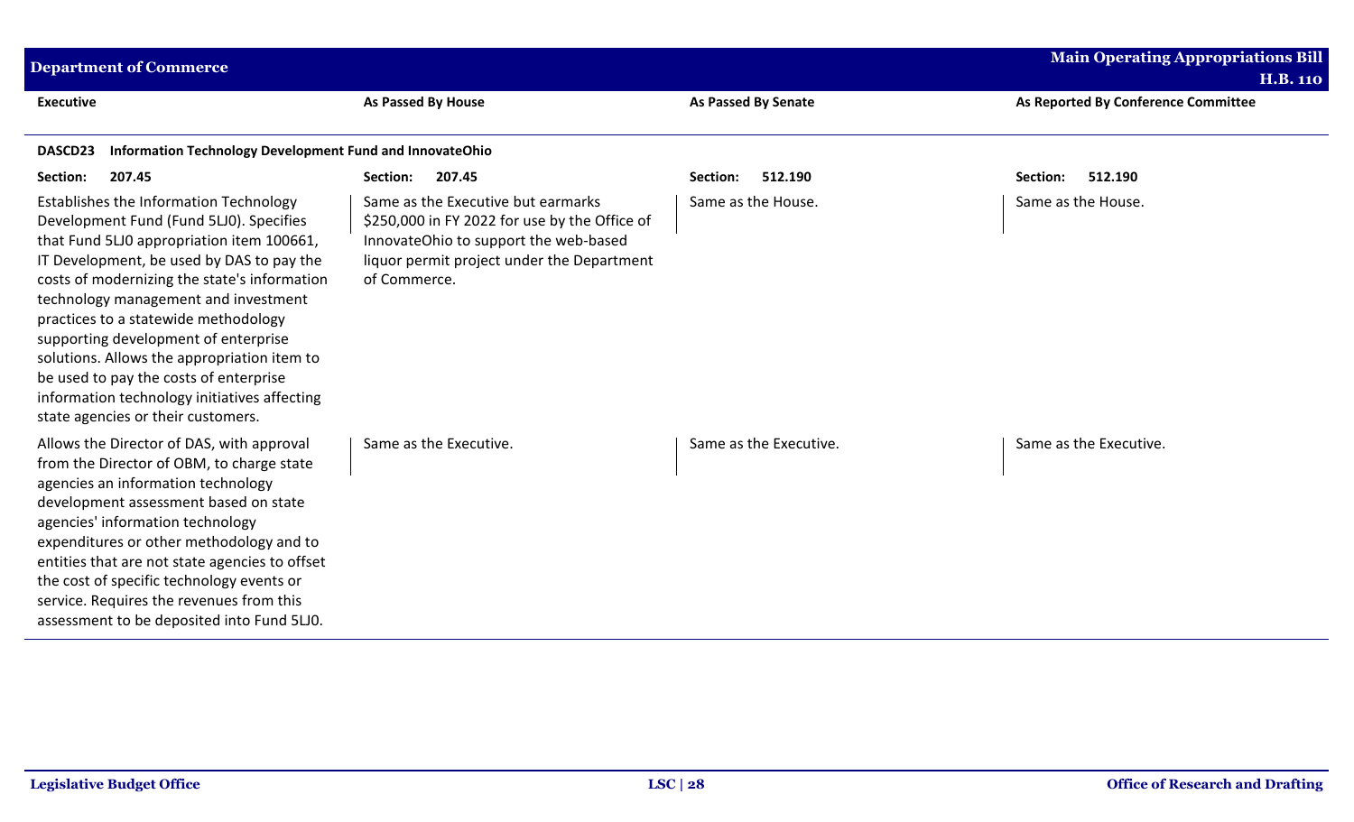| Executive | As Passed By House | As Passed By Senate | As Reported By Conference Committee |
|---|---|---|---|
| **DASCD23 Information Technology Development Fund and InnovateOhio** | | | |
| **Section: 207.45** | **Section: 207.45** | **Section: 512.190** | **Section: 512.190** |
| Establishes the Information Technology Development Fund (Fund 5LJ0). Specifies that Fund 5LJ0 appropriation item 100661, IT Development, be used by DAS to pay the costs of modernizing the state's information technology management and investment practices to a statewide methodology supporting development of enterprise solutions. Allows the appropriation item to be used to pay the costs of enterprise information technology initiatives affecting state agencies or their customers. | Same as the Executive but earmarks $250,000 in FY 2022 for use by the Office of InnovateOhio to support the web-based liquor permit project under the Department of Commerce. | Same as the House. | Same as the House. |
| Allows the Director of DAS, with approval from the Director of OBM, to charge state agencies an information technology development assessment based on state agencies' information technology expenditures or other methodology and to entities that are not state agencies to offset the cost of specific technology events or service. Requires the revenues from this assessment to be deposited into Fund 5LJ0. | Same as the Executive. | Same as the Executive. | Same as the Executive. |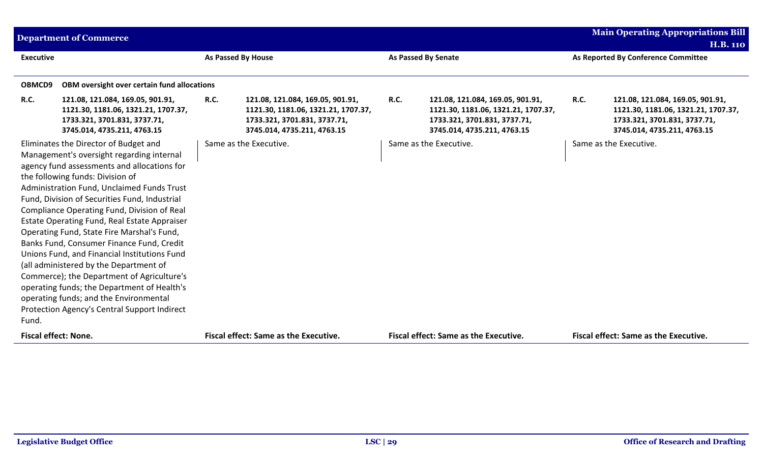| Executive | As Passed By House | As Passed By Senate | As Reported By Conference Committee |
|---|---|---|---|
| **OBMCD9 OBM oversight over certain fund allocations** | | | |
| **R.C. 121.08, 121.084, 169.05, 901.91, 1121.30, 1181.06, 1321.21, 1707.37, 1733.321, 3701.831, 3737.71, 3745.014, 4735.211, 4763.15** | **R.C. 121.08, 121.084, 169.05, 901.91, 1121.30, 1181.06, 1321.21, 1707.37, 1733.321, 3701.831, 3737.71, 3745.014, 4735.211, 4763.15** | **R.C. 121.08, 121.084, 169.05, 901.91, 1121.30, 1181.06, 1321.21, 1707.37, 1733.321, 3701.831, 3737.71, 3745.014, 4735.211, 4763.15** | **R.C. 121.08, 121.084, 169.05, 901.91, 1121.30, 1181.06, 1321.21, 1707.37, 1733.321, 3701.831, 3737.71, 3745.014, 4735.211, 4763.15** |
| Eliminates the Director of Budget and Management's oversight regarding internal agency fund assessments and allocations for the following funds: Division of Administration Fund, Unclaimed Funds Trust Fund, Division of Securities Fund, Industrial Compliance Operating Fund, Division of Real Estate Operating Fund, Real Estate Appraiser Operating Fund, State Fire Marshal's Fund, Banks Fund, Consumer Finance Fund, Credit Unions Fund, and Financial Institutions Fund (all administered by the Department of Commerce); the Department of Agriculture's operating funds; the Department of Health's operating funds; and the Environmental Protection Agency's Central Support Indirect Fund. | Same as the Executive. | Same as the Executive. | Same as the Executive. |
| **Fiscal effect: None.** | **Fiscal effect: Same as the Executive.** | **Fiscal effect: Same as the Executive.** | **Fiscal effect: Same as the Executive.** |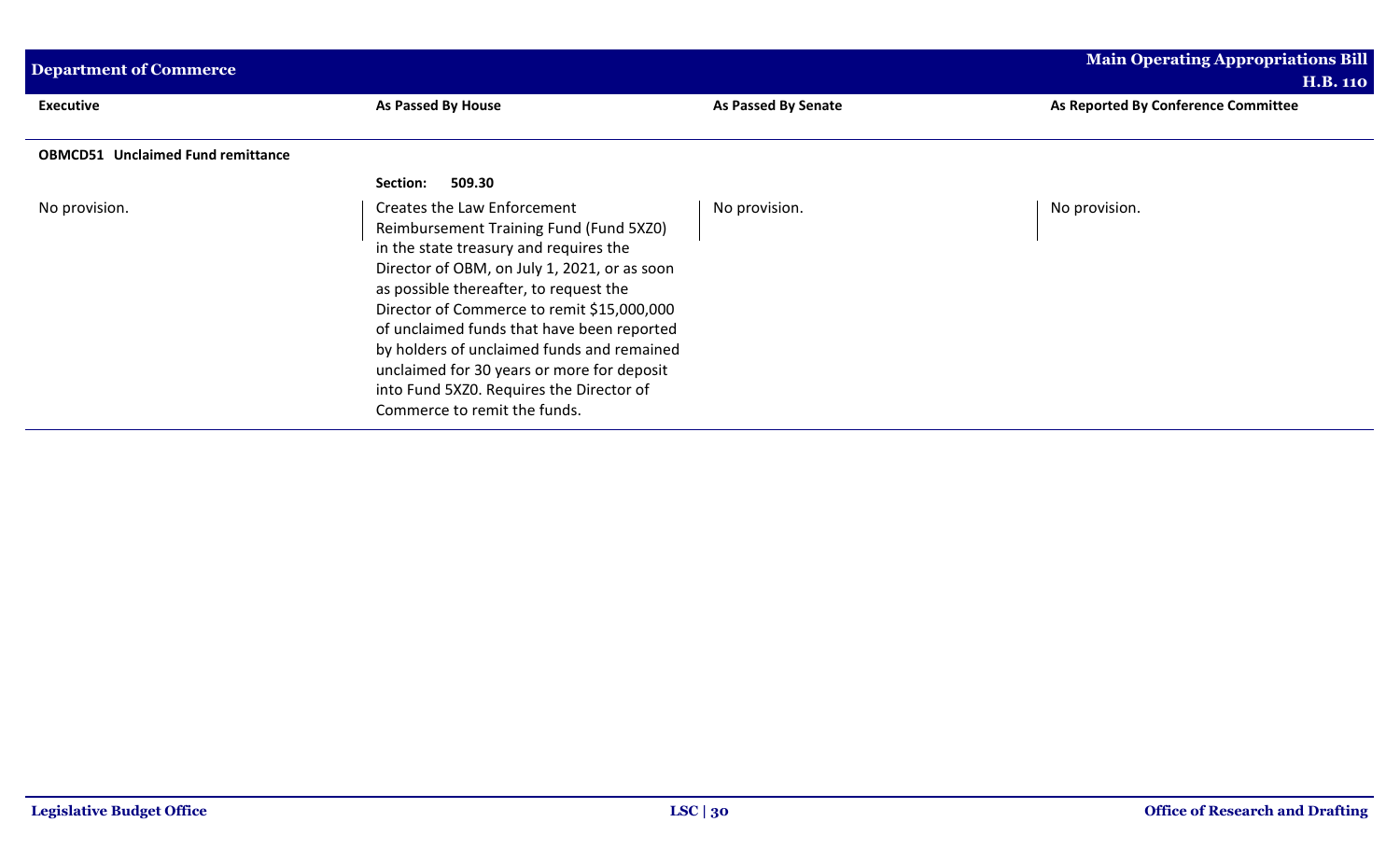| Executive | As Passed By House | As Passed By Senate | As Reported By Conference Committee |
|---|---|---|---|
| **OBMCD51 Unclaimed Fund remittance** | | | |
| | **Section: 509.30** | | |
| No provision. | Creates the Law Enforcement Reimbursement Training Fund (Fund 5XZ0) in the state treasury and requires the Director of OBM, on July 1, 2021, or as soon as possible thereafter, to request the Director of Commerce to remit $15,000,000 of unclaimed funds that have been reported by holders of unclaimed funds and remained unclaimed for 30 years or more for deposit into Fund 5XZ0. Requires the Director of Commerce to remit the funds. | No provision. | No provision. |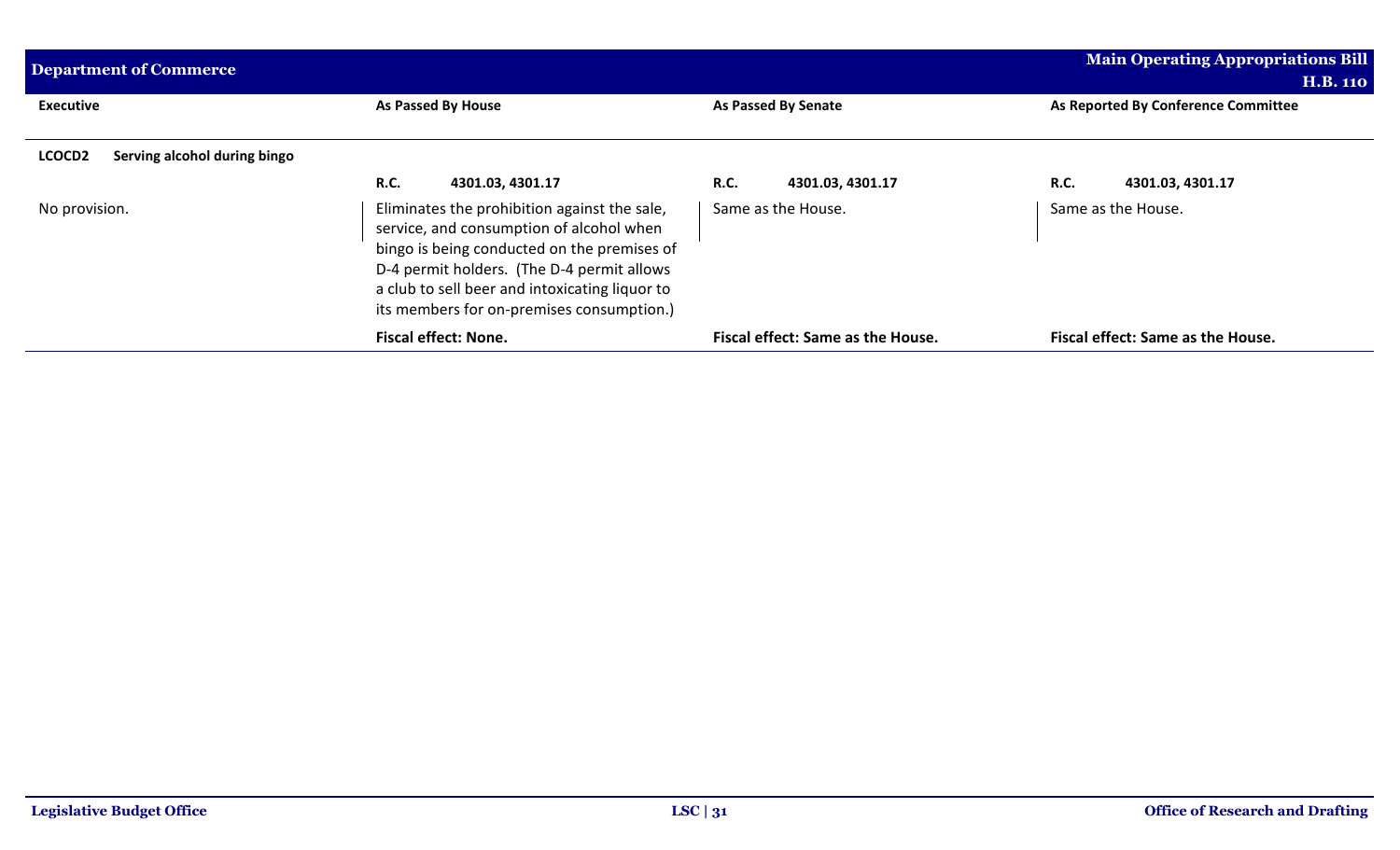| Executive | As Passed By House | As Passed By Senate | As Reported By Conference Committee |
|---|---|---|---|
| **LCOCD2 Serving alcohol during bingo** | | | |
| | **R.C. 4301.03, 4301.17** | **R.C. 4301.03, 4301.17** | **R.C. 4301.03, 4301.17** |
| No provision. | Eliminates the prohibition against the sale, service, and consumption of alcohol when bingo is being conducted on the premises of D-4 permit holders. (The D-4 permit allows a club to sell beer and intoxicating liquor to its members for on-premises consumption.) | Same as the House. | Same as the House. |
| | **Fiscal effect: None.** | **Fiscal effect: Same as the House.** | **Fiscal effect: Same as the House.** |